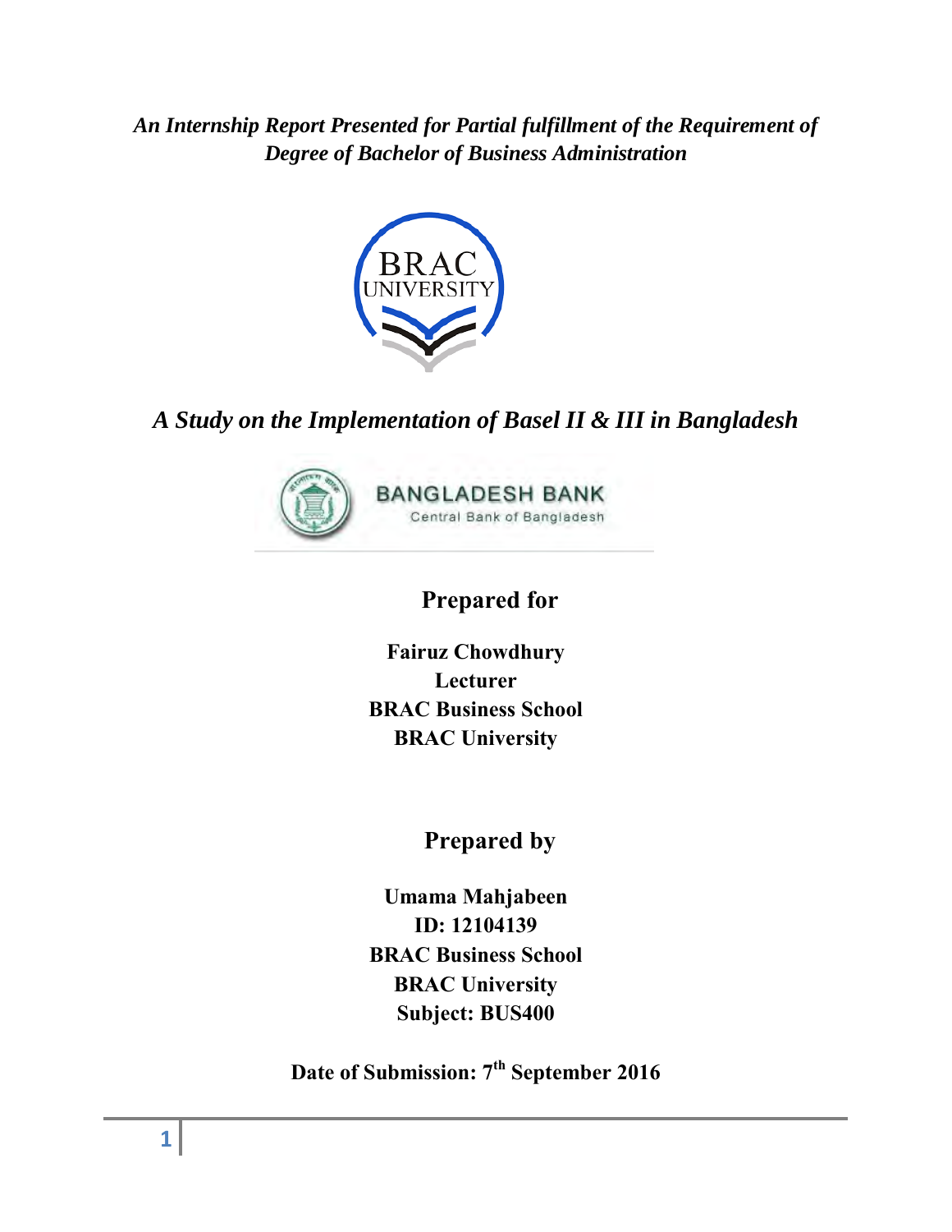*An Internship Report Presented for Partial fulfillment of the Requirement of Degree of Bachelor of Business Administration*

# *A Study on the Implementation of Basel II & III in Bangladesh*

BANGLADESH BANK
Central Bank of Bangladesh

## Prepared for

**Fairuz Chowdhury**
**Lecturer**
**BRAC Business School**
**BRAC University**

## Prepared by

**Umama Mahjabeen**
**ID: 12104139**
**BRAC Business School**
**BRAC University**
**Subject: BUS400**

**Date of Submission: 7th September 2016**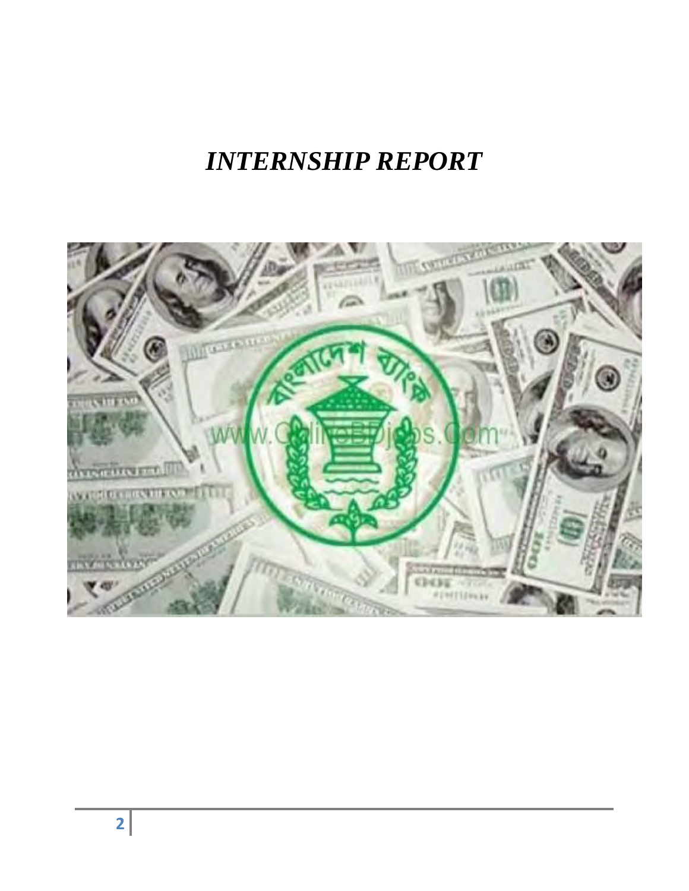# *INTERNSHIP REPORT*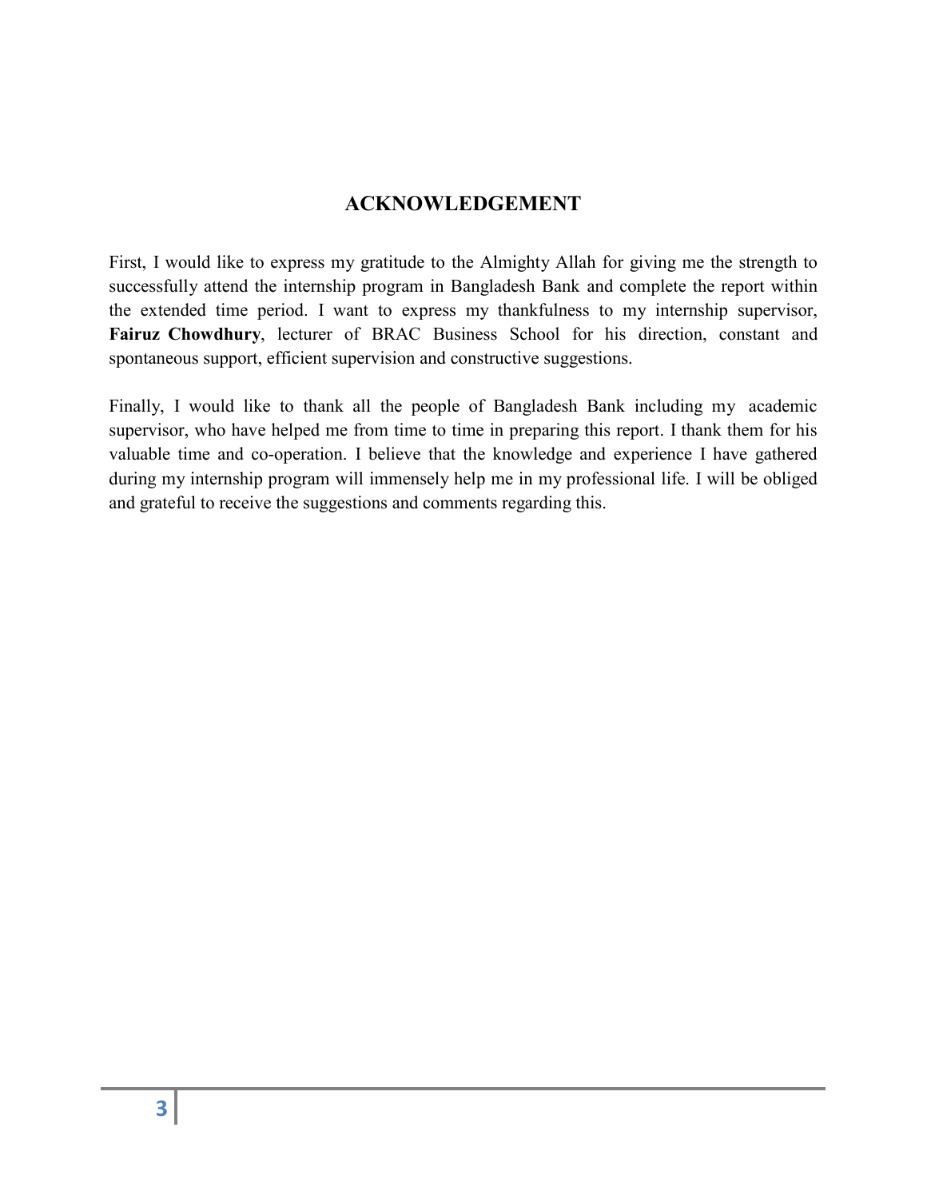## ACKNOWLEDGEMENT

First, I would like to express my gratitude to the Almighty Allah for giving me the strength to successfully attend the internship program in Bangladesh Bank and complete the report within the extended time period. I want to express my thankfulness to my internship supervisor, **Fairuz Chowdhury**, lecturer of BRAC Business School for his direction, constant and spontaneous support, efficient supervision and constructive suggestions.

Finally, I would like to thank all the people of Bangladesh Bank including my academic supervisor, who have helped me from time to time in preparing this report. I thank them for his valuable time and co-operation. I believe that the knowledge and experience I have gathered during my internship program will immensely help me in my professional life. I will be obliged and grateful to receive the suggestions and comments regarding this.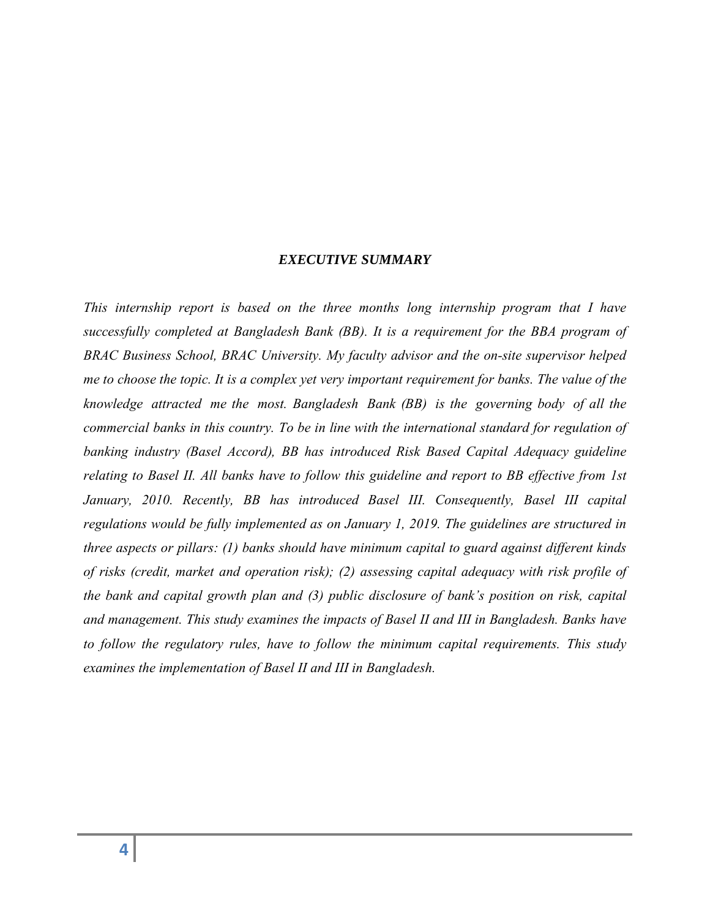## *EXECUTIVE SUMMARY*

*This internship report is based on the three months long internship program that I have successfully completed at Bangladesh Bank (BB). It is a requirement for the BBA program of BRAC Business School, BRAC University. My faculty advisor and the on-site supervisor helped me to choose the topic. It is a complex yet very important requirement for banks. The value of the knowledge attracted me the most. Bangladesh Bank (BB) is the governing body of all the commercial banks in this country. To be in line with the international standard for regulation of banking industry (Basel Accord), BB has introduced Risk Based Capital Adequacy guideline relating to Basel II. All banks have to follow this guideline and report to BB effective from 1st January, 2010. Recently, BB has introduced Basel III. Consequently, Basel III capital regulations would be fully implemented as on January 1, 2019. The guidelines are structured in three aspects or pillars: (1) banks should have minimum capital to guard against different kinds of risks (credit, market and operation risk); (2) assessing capital adequacy with risk profile of the bank and capital growth plan and (3) public disclosure of bank's position on risk, capital and management. This study examines the impacts of Basel II and III in Bangladesh. Banks have to follow the regulatory rules, have to follow the minimum capital requirements. This study examines the implementation of Basel II and III in Bangladesh.*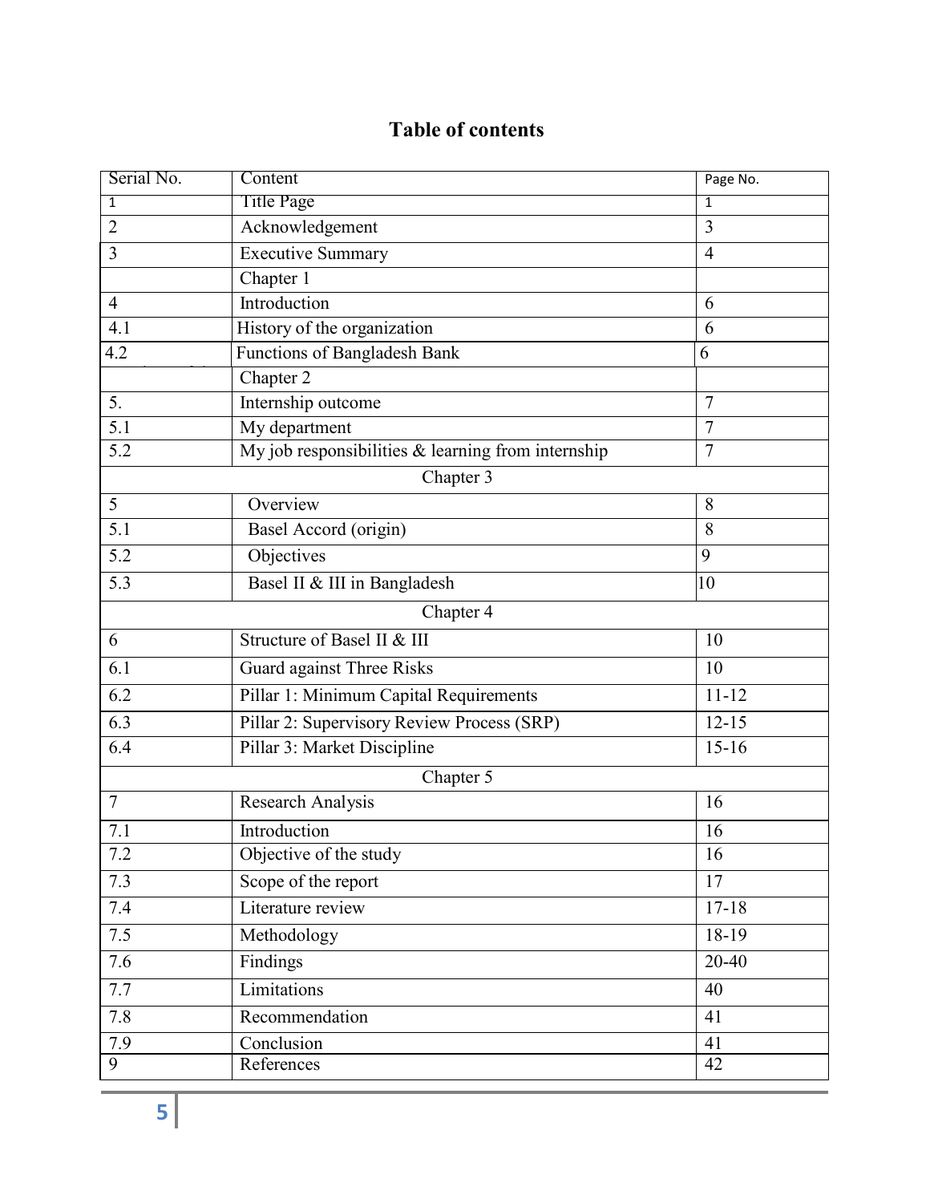# Table of contents

| Serial No. | Content | Page No. |
|---|---|---|
| 1 | Title Page | 1 |
| 2 | Acknowledgement | 3 |
| 3 | Executive Summary | 4 |
| | Chapter 1 | |
| 4 | Introduction | 6 |
| 4.1 | History of the organization | 6 |
| 4.2 | Functions of Bangladesh Bank | 6 |
| | Chapter 2 | |
| 5. | Internship outcome | 7 |
| 5.1 | My department | 7 |
| 5.2 | My job responsibilities & learning from internship | 7 |
| | Chapter 3 | |
| 5 | Overview | 8 |
| 5.1 | Basel Accord (origin) | 8 |
| 5.2 | Objectives | 9 |
| 5.3 | Basel II & III in Bangladesh | 10 |
| | Chapter 4 | |
| 6 | Structure of Basel II & III | 10 |
| 6.1 | Guard against Three Risks | 10 |
| 6.2 | Pillar 1: Minimum Capital Requirements | 11-12 |
| 6.3 | Pillar 2: Supervisory Review Process (SRP) | 12-15 |
| 6.4 | Pillar 3: Market Discipline | 15-16 |
| | Chapter 5 | |
| 7 | Research Analysis | 16 |
| 7.1 | Introduction | 16 |
| 7.2 | Objective of the study | 16 |
| 7.3 | Scope of the report | 17 |
| 7.4 | Literature review | 17-18 |
| 7.5 | Methodology | 18-19 |
| 7.6 | Findings | 20-40 |
| 7.7 | Limitations | 40 |
| 7.8 | Recommendation | 41 |
| 7.9 | Conclusion | 41 |
| 9 | References | 42 |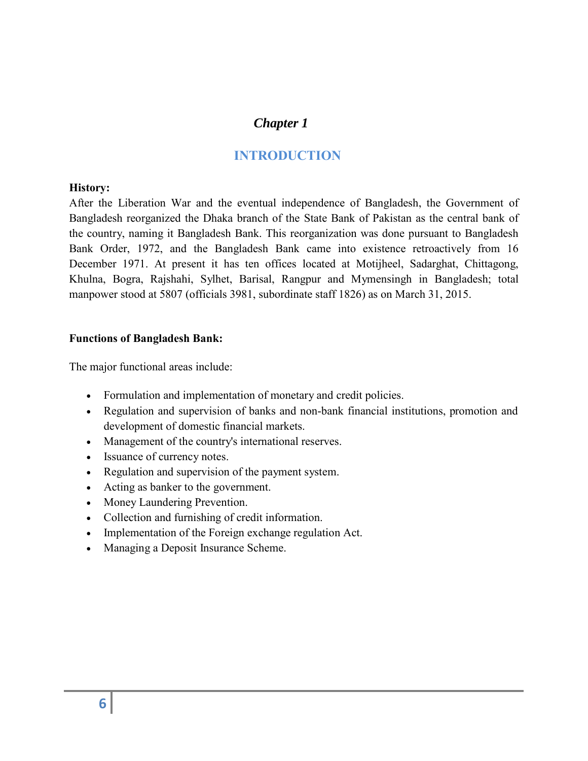*Chapter 1*

# INTRODUCTION

**History:**

After the Liberation War and the eventual independence of Bangladesh, the Government of Bangladesh reorganized the Dhaka branch of the State Bank of Pakistan as the central bank of the country, naming it Bangladesh Bank. This reorganization was done pursuant to Bangladesh Bank Order, 1972, and the Bangladesh Bank came into existence retroactively from 16 December 1971. At present it has ten offices located at Motijheel, Sadarghat, Chittagong, Khulna, Bogra, Rajshahi, Sylhet, Barisal, Rangpur and Mymensingh in Bangladesh; total manpower stood at 5807 (officials 3981, subordinate staff 1826) as on March 31, 2015.

**Functions of Bangladesh Bank:**

The major functional areas include:

- Formulation and implementation of monetary and credit policies.
- Regulation and supervision of banks and non-bank financial institutions, promotion and development of domestic financial markets.
- Management of the country's international reserves.
- Issuance of currency notes.
- Regulation and supervision of the payment system.
- Acting as banker to the government.
- Money Laundering Prevention.
- Collection and furnishing of credit information.
- Implementation of the Foreign exchange regulation Act.
- Managing a Deposit Insurance Scheme.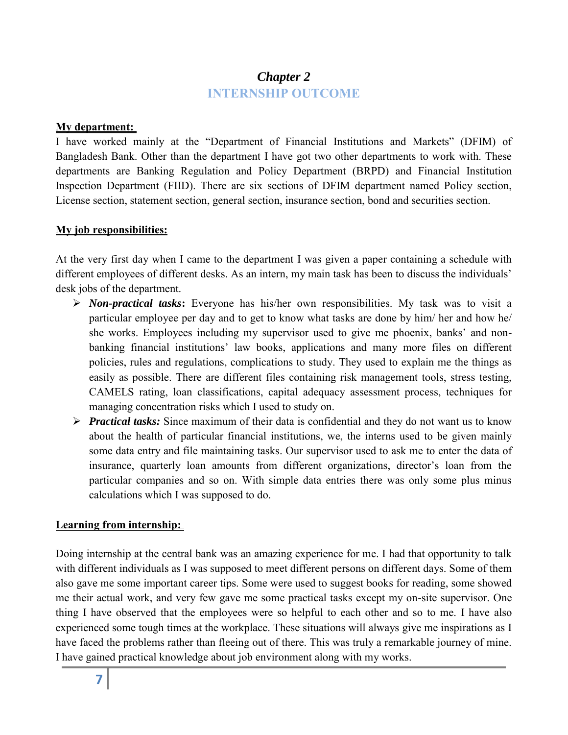# *Chapter 2*
# INTERNSHIP OUTCOME

**My department:**

I have worked mainly at the "Department of Financial Institutions and Markets" (DFIM) of Bangladesh Bank. Other than the department I have got two other departments to work with. These departments are Banking Regulation and Policy Department (BRPD) and Financial Institution Inspection Department (FIID). There are six sections of DFIM department named Policy section, License section, statement section, general section, insurance section, bond and securities section.

**My job responsibilities:**

At the very first day when I came to the department I was given a paper containing a schedule with different employees of different desks. As an intern, my main task has been to discuss the individuals' desk jobs of the department.

- ***Non-practical tasks*:** Everyone has his/her own responsibilities. My task was to visit a particular employee per day and to get to know what tasks are done by him/ her and how he/ she works. Employees including my supervisor used to give me phoenix, banks' and non-banking financial institutions' law books, applications and many more files on different policies, rules and regulations, complications to study. They used to explain me the things as easily as possible. There are different files containing risk management tools, stress testing, CAMELS rating, loan classifications, capital adequacy assessment process, techniques for managing concentration risks which I used to study on.
- ***Practical tasks:*** Since maximum of their data is confidential and they do not want us to know about the health of particular financial institutions, we, the interns used to be given mainly some data entry and file maintaining tasks. Our supervisor used to ask me to enter the data of insurance, quarterly loan amounts from different organizations, director's loan from the particular companies and so on. With simple data entries there was only some plus minus calculations which I was supposed to do.

**Learning from internship:**

Doing internship at the central bank was an amazing experience for me. I had that opportunity to talk with different individuals as I was supposed to meet different persons on different days. Some of them also gave me some important career tips. Some were used to suggest books for reading, some showed me their actual work, and very few gave me some practical tasks except my on-site supervisor. One thing I have observed that the employees were so helpful to each other and so to me. I have also experienced some tough times at the workplace. These situations will always give me inspirations as I have faced the problems rather than fleeing out of there. This was truly a remarkable journey of mine. I have gained practical knowledge about job environment along with my works.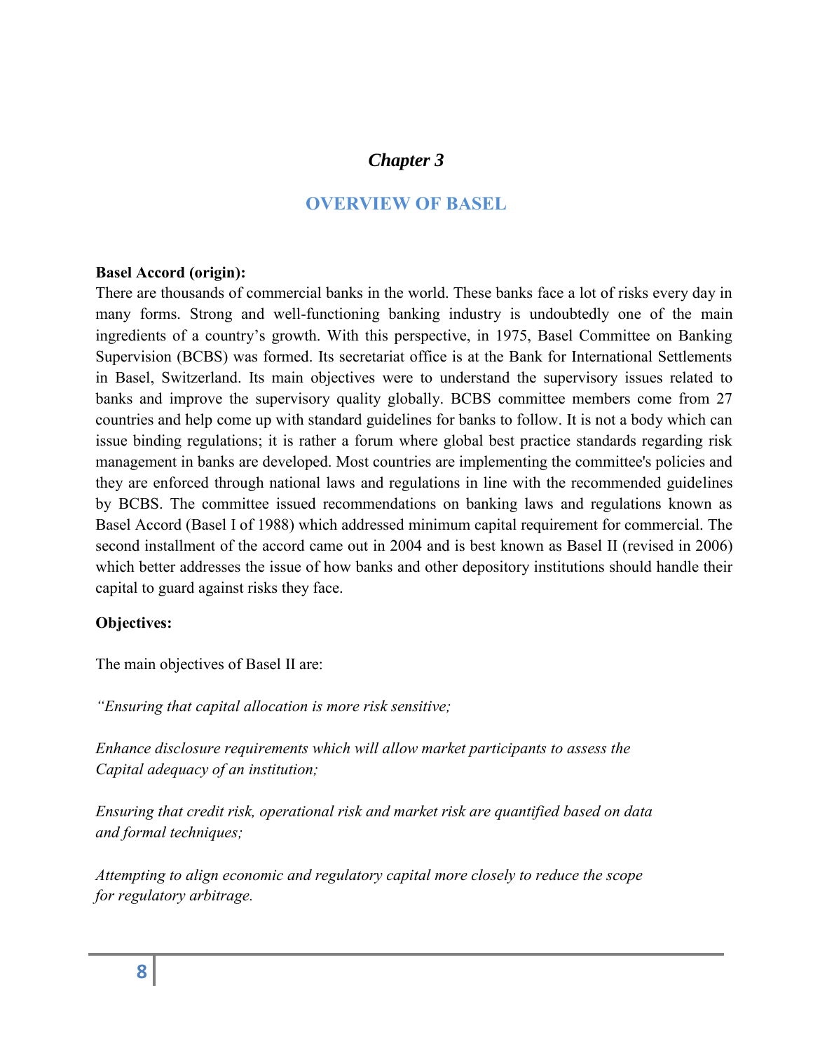# *Chapter 3*

## OVERVIEW OF BASEL

**Basel Accord (origin):**

There are thousands of commercial banks in the world. These banks face a lot of risks every day in many forms. Strong and well-functioning banking industry is undoubtedly one of the main ingredients of a country's growth. With this perspective, in 1975, Basel Committee on Banking Supervision (BCBS) was formed. Its secretariat office is at the Bank for International Settlements in Basel, Switzerland. Its main objectives were to understand the supervisory issues related to banks and improve the supervisory quality globally. BCBS committee members come from 27 countries and help come up with standard guidelines for banks to follow. It is not a body which can issue binding regulations; it is rather a forum where global best practice standards regarding risk management in banks are developed. Most countries are implementing the committee's policies and they are enforced through national laws and regulations in line with the recommended guidelines by BCBS. The committee issued recommendations on banking laws and regulations known as Basel Accord (Basel I of 1988) which addressed minimum capital requirement for commercial. The second installment of the accord came out in 2004 and is best known as Basel II (revised in 2006) which better addresses the issue of how banks and other depository institutions should handle their capital to guard against risks they face.

**Objectives:**

The main objectives of Basel II are:

*"Ensuring that capital allocation is more risk sensitive;*

*Enhance disclosure requirements which will allow market participants to assess the Capital adequacy of an institution;*

*Ensuring that credit risk, operational risk and market risk are quantified based on data and formal techniques;*

*Attempting to align economic and regulatory capital more closely to reduce the scope for regulatory arbitrage.*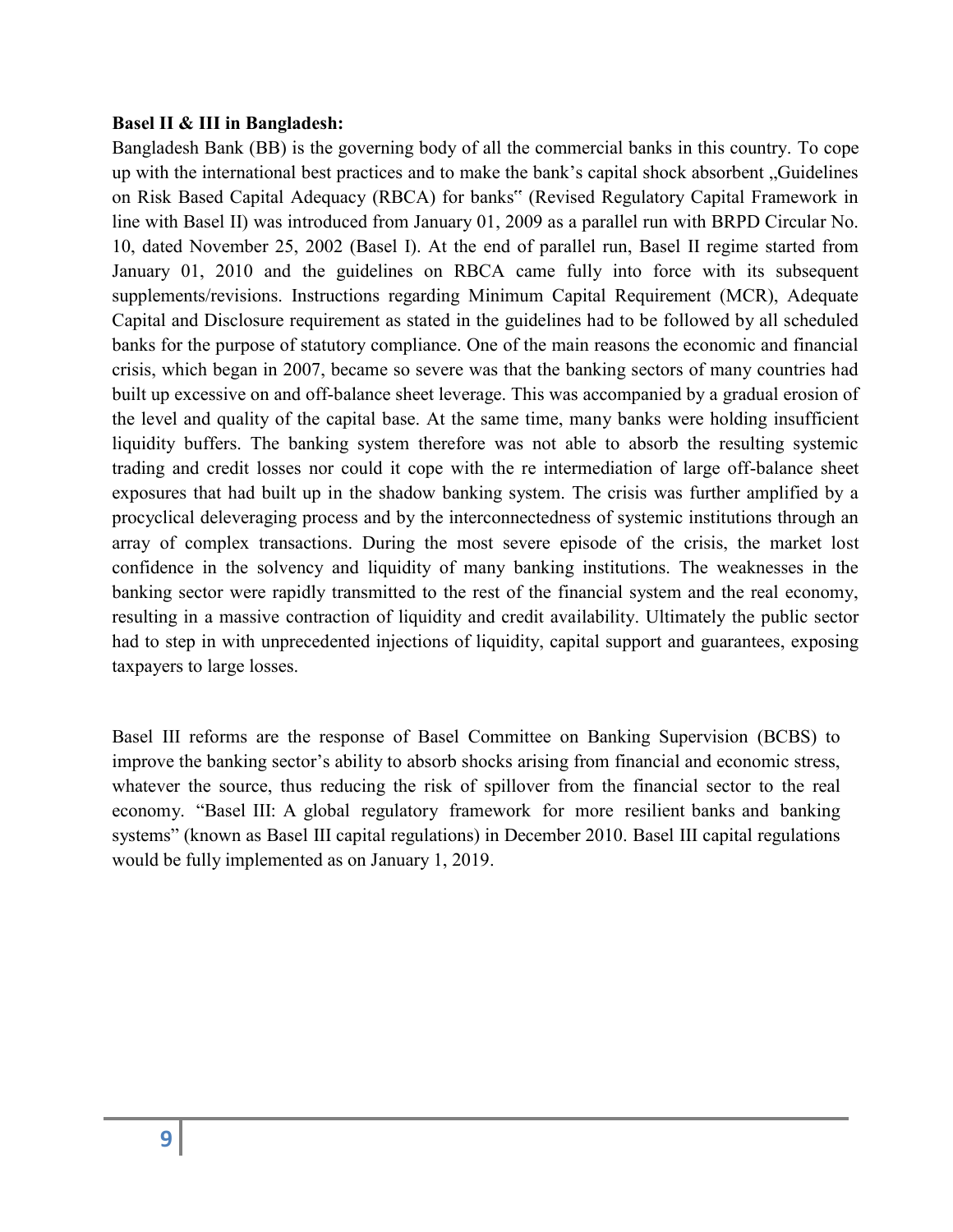**Basel II & III in Bangladesh:**

Bangladesh Bank (BB) is the governing body of all the commercial banks in this country. To cope up with the international best practices and to make the bank's capital shock absorbent „Guidelines on Risk Based Capital Adequacy (RBCA) for banks" (Revised Regulatory Capital Framework in line with Basel II) was introduced from January 01, 2009 as a parallel run with BRPD Circular No. 10, dated November 25, 2002 (Basel I). At the end of parallel run, Basel II regime started from January 01, 2010 and the guidelines on RBCA came fully into force with its subsequent supplements/revisions. Instructions regarding Minimum Capital Requirement (MCR), Adequate Capital and Disclosure requirement as stated in the guidelines had to be followed by all scheduled banks for the purpose of statutory compliance. One of the main reasons the economic and financial crisis, which began in 2007, became so severe was that the banking sectors of many countries had built up excessive on and off-balance sheet leverage. This was accompanied by a gradual erosion of the level and quality of the capital base. At the same time, many banks were holding insufficient liquidity buffers. The banking system therefore was not able to absorb the resulting systemic trading and credit losses nor could it cope with the re intermediation of large off-balance sheet exposures that had built up in the shadow banking system. The crisis was further amplified by a procyclical deleveraging process and by the interconnectedness of systemic institutions through an array of complex transactions. During the most severe episode of the crisis, the market lost confidence in the solvency and liquidity of many banking institutions. The weaknesses in the banking sector were rapidly transmitted to the rest of the financial system and the real economy, resulting in a massive contraction of liquidity and credit availability. Ultimately the public sector had to step in with unprecedented injections of liquidity, capital support and guarantees, exposing taxpayers to large losses.

Basel III reforms are the response of Basel Committee on Banking Supervision (BCBS) to improve the banking sector's ability to absorb shocks arising from financial and economic stress, whatever the source, thus reducing the risk of spillover from the financial sector to the real economy. "Basel III: A global regulatory framework for more resilient banks and banking systems" (known as Basel III capital regulations) in December 2010. Basel III capital regulations would be fully implemented as on January 1, 2019.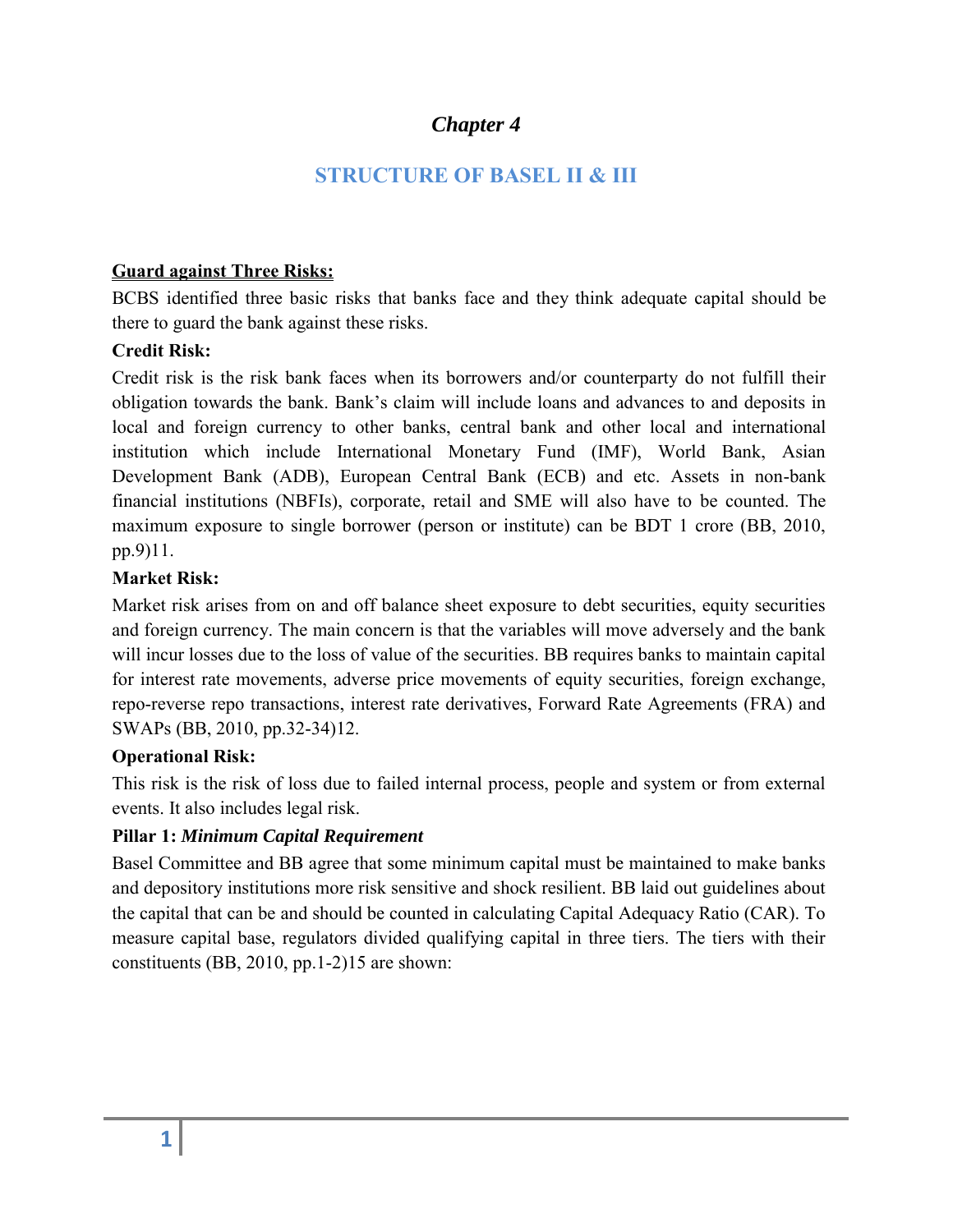# *Chapter 4*

## STRUCTURE OF BASEL II & III

**Guard against Three Risks:**

BCBS identified three basic risks that banks face and they think adequate capital should be there to guard the bank against these risks.

**Credit Risk:**

Credit risk is the risk bank faces when its borrowers and/or counterparty do not fulfill their obligation towards the bank. Bank's claim will include loans and advances to and deposits in local and foreign currency to other banks, central bank and other local and international institution which include International Monetary Fund (IMF), World Bank, Asian Development Bank (ADB), European Central Bank (ECB) and etc. Assets in non-bank financial institutions (NBFIs), corporate, retail and SME will also have to be counted. The maximum exposure to single borrower (person or institute) can be BDT 1 crore (BB, 2010, pp.9)11.

**Market Risk:**

Market risk arises from on and off balance sheet exposure to debt securities, equity securities and foreign currency. The main concern is that the variables will move adversely and the bank will incur losses due to the loss of value of the securities. BB requires banks to maintain capital for interest rate movements, adverse price movements of equity securities, foreign exchange, repo-reverse repo transactions, interest rate derivatives, Forward Rate Agreements (FRA) and SWAPs (BB, 2010, pp.32-34)12.

**Operational Risk:**

This risk is the risk of loss due to failed internal process, people and system or from external events. It also includes legal risk.

**Pillar 1:** ***Minimum Capital Requirement***

Basel Committee and BB agree that some minimum capital must be maintained to make banks and depository institutions more risk sensitive and shock resilient. BB laid out guidelines about the capital that can be and should be counted in calculating Capital Adequacy Ratio (CAR). To measure capital base, regulators divided qualifying capital in three tiers. The tiers with their constituents (BB, 2010, pp.1-2)15 are shown: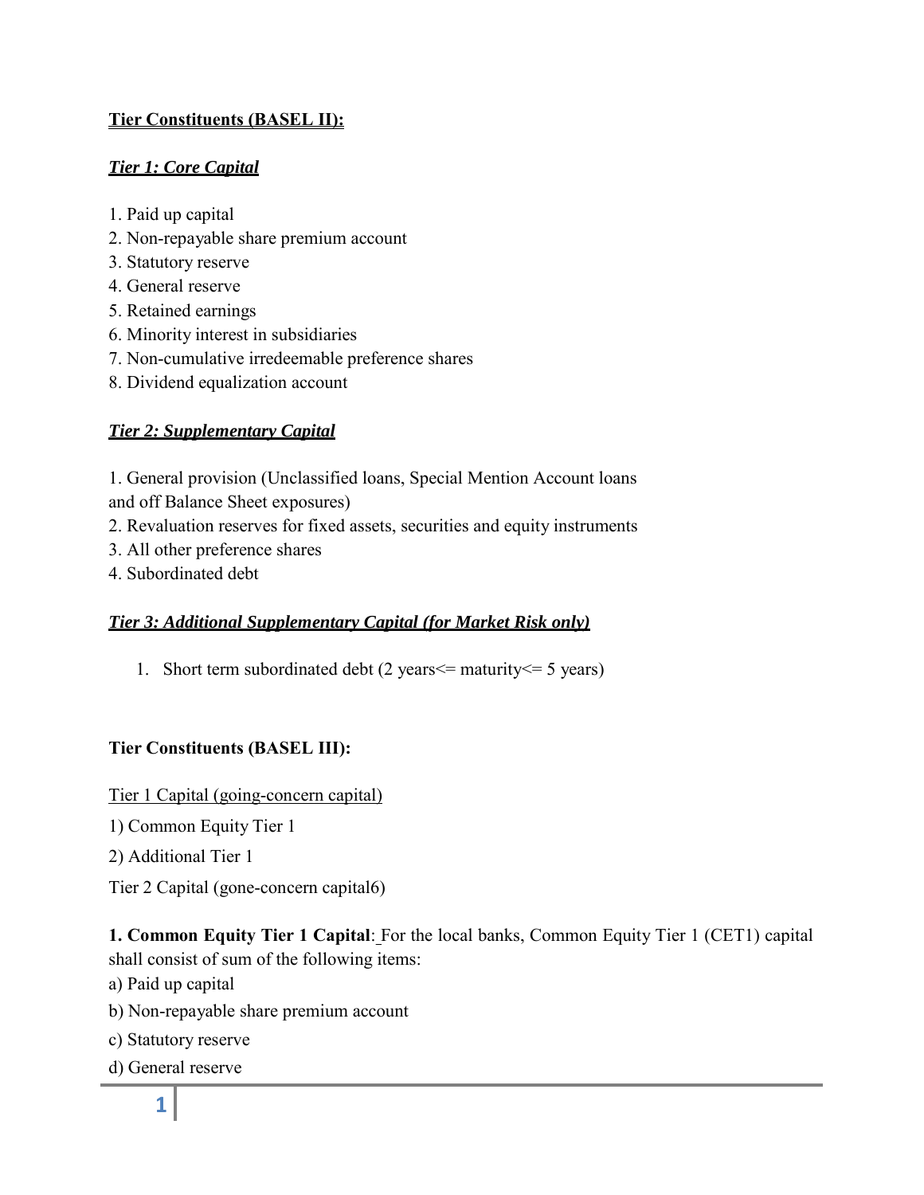## Tier Constituents (BASEL II):

### *Tier 1: Core Capital*

1. Paid up capital
2. Non-repayable share premium account
3. Statutory reserve
4. General reserve
5. Retained earnings
6. Minority interest in subsidiaries
7. Non-cumulative irredeemable preference shares
8. Dividend equalization account

### *Tier 2: Supplementary Capital*

1. General provision (Unclassified loans, Special Mention Account loans and off Balance Sheet exposures)
2. Revaluation reserves for fixed assets, securities and equity instruments
3. All other preference shares
4. Subordinated debt

### *Tier 3: Additional Supplementary Capital (for Market Risk only)*

1. Short term subordinated debt (2 years<= maturity<= 5 years)

## Tier Constituents (BASEL III):

Tier 1 Capital (going-concern capital)

1) Common Equity Tier 1

2) Additional Tier 1

Tier 2 Capital (gone-concern capital6)

**1. Common Equity Tier 1 Capital**: For the local banks, Common Equity Tier 1 (CET1) capital shall consist of sum of the following items:

a) Paid up capital

b) Non-repayable share premium account

c) Statutory reserve

d) General reserve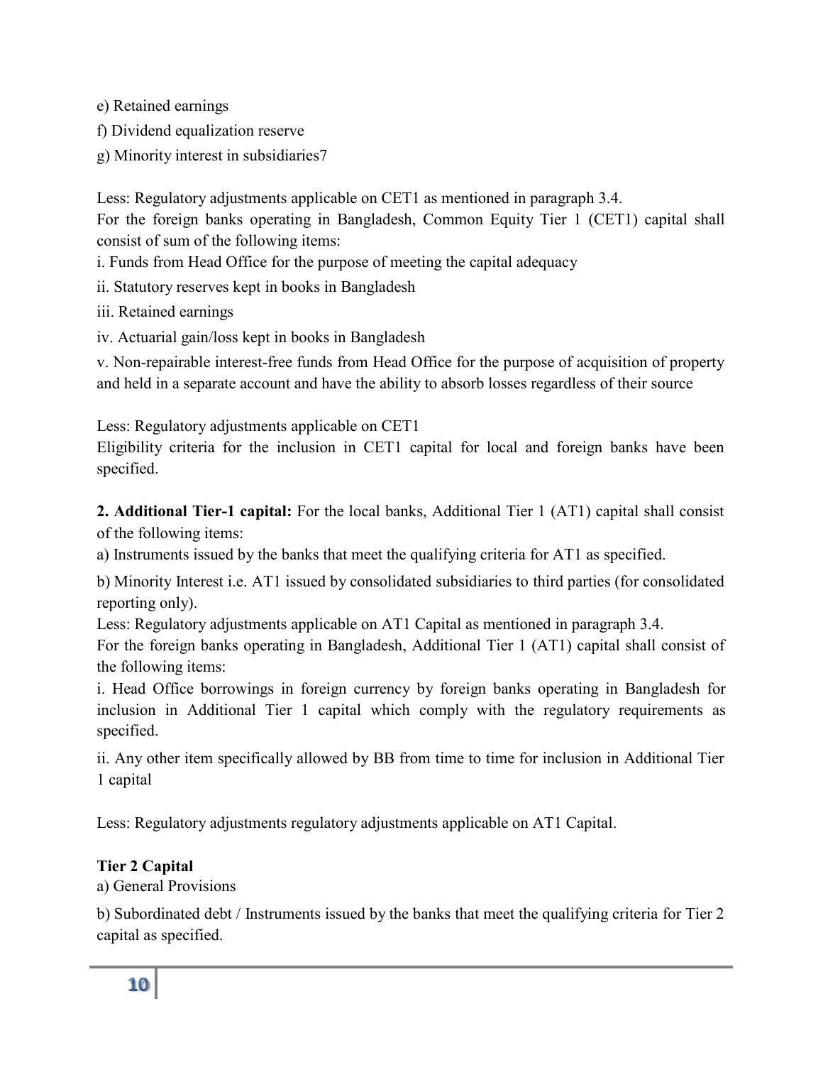e) Retained earnings

f) Dividend equalization reserve

g) Minority interest in subsidiaries7

Less: Regulatory adjustments applicable on CET1 as mentioned in paragraph 3.4.

For the foreign banks operating in Bangladesh, Common Equity Tier 1 (CET1) capital shall consist of sum of the following items:

i. Funds from Head Office for the purpose of meeting the capital adequacy

ii. Statutory reserves kept in books in Bangladesh

iii. Retained earnings

iv. Actuarial gain/loss kept in books in Bangladesh

v. Non-repairable interest-free funds from Head Office for the purpose of acquisition of property and held in a separate account and have the ability to absorb losses regardless of their source

Less: Regulatory adjustments applicable on CET1

Eligibility criteria for the inclusion in CET1 capital for local and foreign banks have been specified.

**2. Additional Tier-1 capital:** For the local banks, Additional Tier 1 (AT1) capital shall consist of the following items:

a) Instruments issued by the banks that meet the qualifying criteria for AT1 as specified.

b) Minority Interest i.e. AT1 issued by consolidated subsidiaries to third parties (for consolidated reporting only).

Less: Regulatory adjustments applicable on AT1 Capital as mentioned in paragraph 3.4.

For the foreign banks operating in Bangladesh, Additional Tier 1 (AT1) capital shall consist of the following items:

i. Head Office borrowings in foreign currency by foreign banks operating in Bangladesh for inclusion in Additional Tier 1 capital which comply with the regulatory requirements as specified.

ii. Any other item specifically allowed by BB from time to time for inclusion in Additional Tier 1 capital

Less: Regulatory adjustments regulatory adjustments applicable on AT1 Capital.

**Tier 2 Capital**

a) General Provisions

b) Subordinated debt / Instruments issued by the banks that meet the qualifying criteria for Tier 2 capital as specified.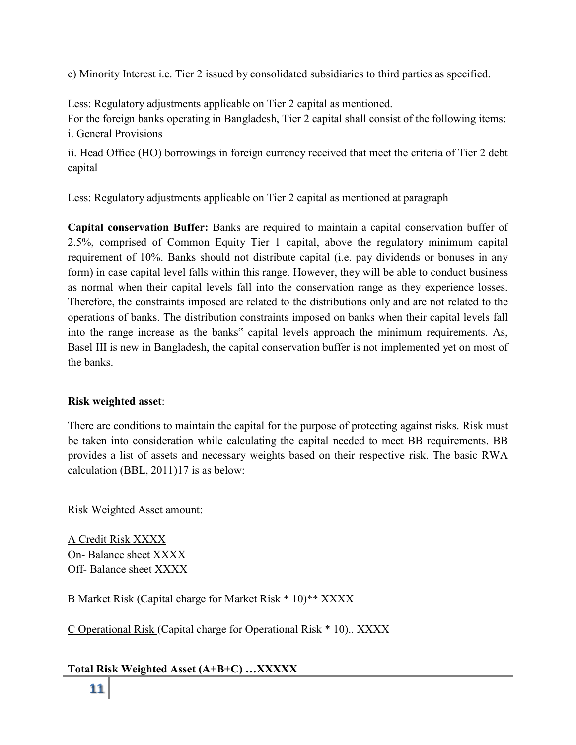c) Minority Interest i.e. Tier 2 issued by consolidated subsidiaries to third parties as specified.

Less: Regulatory adjustments applicable on Tier 2 capital as mentioned.
For the foreign banks operating in Bangladesh, Tier 2 capital shall consist of the following items:
i. General Provisions

ii. Head Office (HO) borrowings in foreign currency received that meet the criteria of Tier 2 debt capital

Less: Regulatory adjustments applicable on Tier 2 capital as mentioned at paragraph

**Capital conservation Buffer:** Banks are required to maintain a capital conservation buffer of 2.5%, comprised of Common Equity Tier 1 capital, above the regulatory minimum capital requirement of 10%. Banks should not distribute capital (i.e. pay dividends or bonuses in any form) in case capital level falls within this range. However, they will be able to conduct business as normal when their capital levels fall into the conservation range as they experience losses. Therefore, the constraints imposed are related to the distributions only and are not related to the operations of banks. The distribution constraints imposed on banks when their capital levels fall into the range increase as the banks‟ capital levels approach the minimum requirements. As, Basel III is new in Bangladesh, the capital conservation buffer is not implemented yet on most of the banks.

**Risk weighted asset**:

There are conditions to maintain the capital for the purpose of protecting against risks. Risk must be taken into consideration while calculating the capital needed to meet BB requirements. BB provides a list of assets and necessary weights based on their respective risk. The basic RWA calculation (BBL, 2011)17 is as below:

Risk Weighted Asset amount:

A Credit Risk XXXX
On- Balance sheet XXXX
Off- Balance sheet XXXX

B Market Risk (Capital charge for Market Risk * 10)** XXXX

C Operational Risk (Capital charge for Operational Risk * 10).. XXXX

**Total Risk Weighted Asset (A+B+C) …XXXXX**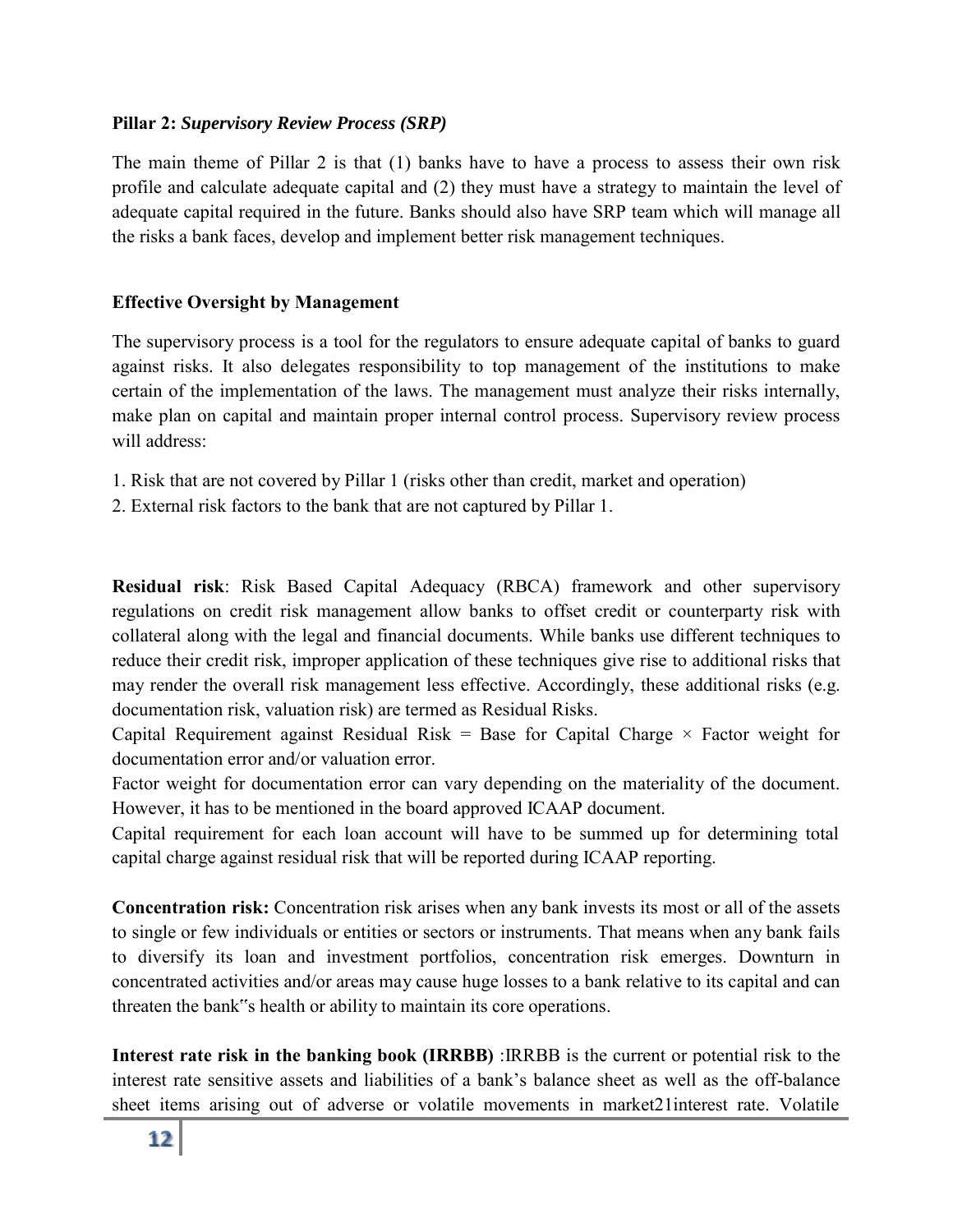**Pillar 2:** ***Supervisory Review Process (SRP)***

The main theme of Pillar 2 is that (1) banks have to have a process to assess their own risk profile and calculate adequate capital and (2) they must have a strategy to maintain the level of adequate capital required in the future. Banks should also have SRP team which will manage all the risks a bank faces, develop and implement better risk management techniques.

**Effective Oversight by Management**

The supervisory process is a tool for the regulators to ensure adequate capital of banks to guard against risks. It also delegates responsibility to top management of the institutions to make certain of the implementation of the laws. The management must analyze their risks internally, make plan on capital and maintain proper internal control process. Supervisory review process will address:

1. Risk that are not covered by Pillar 1 (risks other than credit, market and operation)
2. External risk factors to the bank that are not captured by Pillar 1.

**Residual risk**: Risk Based Capital Adequacy (RBCA) framework and other supervisory regulations on credit risk management allow banks to offset credit or counterparty risk with collateral along with the legal and financial documents. While banks use different techniques to reduce their credit risk, improper application of these techniques give rise to additional risks that may render the overall risk management less effective. Accordingly, these additional risks (e.g. documentation risk, valuation risk) are termed as Residual Risks.
Capital Requirement against Residual Risk = Base for Capital Charge × Factor weight for documentation error and/or valuation error.
Factor weight for documentation error can vary depending on the materiality of the document. However, it has to be mentioned in the board approved ICAAP document.
Capital requirement for each loan account will have to be summed up for determining total capital charge against residual risk that will be reported during ICAAP reporting.

**Concentration risk:** Concentration risk arises when any bank invests its most or all of the assets to single or few individuals or entities or sectors or instruments. That means when any bank fails to diversify its loan and investment portfolios, concentration risk emerges. Downturn in concentrated activities and/or areas may cause huge losses to a bank relative to its capital and can threaten the bank"s health or ability to maintain its core operations.

**Interest rate risk in the banking book (IRRBB)** :IRRBB is the current or potential risk to the interest rate sensitive assets and liabilities of a bank's balance sheet as well as the off-balance sheet items arising out of adverse or volatile movements in market21interest rate. Volatile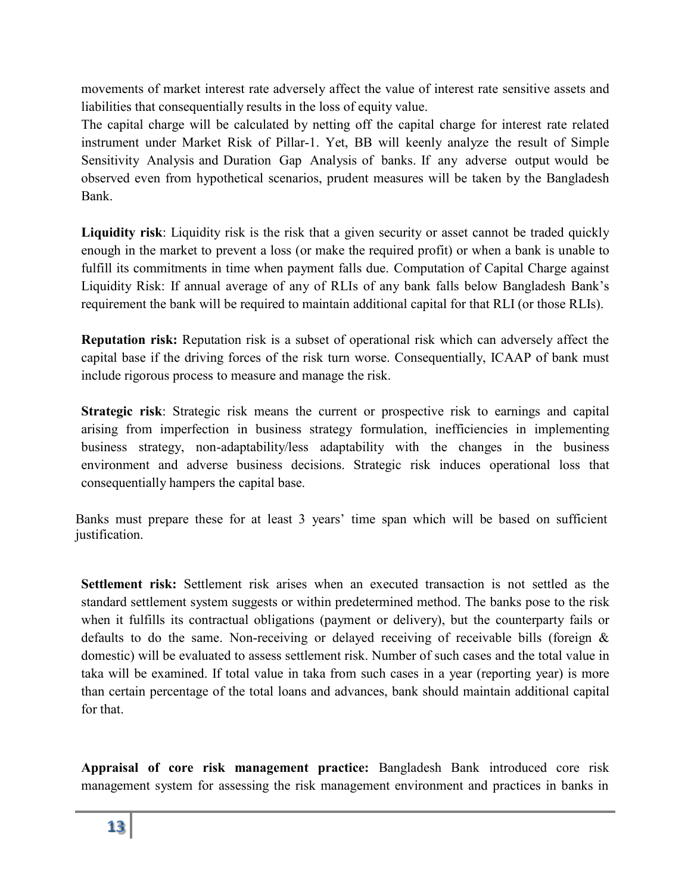movements of market interest rate adversely affect the value of interest rate sensitive assets and liabilities that consequentially results in the loss of equity value.

The capital charge will be calculated by netting off the capital charge for interest rate related instrument under Market Risk of Pillar-1. Yet, BB will keenly analyze the result of Simple Sensitivity Analysis and Duration Gap Analysis of banks. If any adverse output would be observed even from hypothetical scenarios, prudent measures will be taken by the Bangladesh Bank.

**Liquidity risk**: Liquidity risk is the risk that a given security or asset cannot be traded quickly enough in the market to prevent a loss (or make the required profit) or when a bank is unable to fulfill its commitments in time when payment falls due. Computation of Capital Charge against Liquidity Risk: If annual average of any of RLIs of any bank falls below Bangladesh Bank's requirement the bank will be required to maintain additional capital for that RLI (or those RLIs).

**Reputation risk:** Reputation risk is a subset of operational risk which can adversely affect the capital base if the driving forces of the risk turn worse. Consequentially, ICAAP of bank must include rigorous process to measure and manage the risk.

**Strategic risk**: Strategic risk means the current or prospective risk to earnings and capital arising from imperfection in business strategy formulation, inefficiencies in implementing business strategy, non-adaptability/less adaptability with the changes in the business environment and adverse business decisions. Strategic risk induces operational loss that consequentially hampers the capital base.

Banks must prepare these for at least 3 years' time span which will be based on sufficient justification.

**Settlement risk:** Settlement risk arises when an executed transaction is not settled as the standard settlement system suggests or within predetermined method. The banks pose to the risk when it fulfills its contractual obligations (payment or delivery), but the counterparty fails or defaults to do the same. Non-receiving or delayed receiving of receivable bills (foreign & domestic) will be evaluated to assess settlement risk. Number of such cases and the total value in taka will be examined. If total value in taka from such cases in a year (reporting year) is more than certain percentage of the total loans and advances, bank should maintain additional capital for that.

**Appraisal of core risk management practice:** Bangladesh Bank introduced core risk management system for assessing the risk management environment and practices in banks in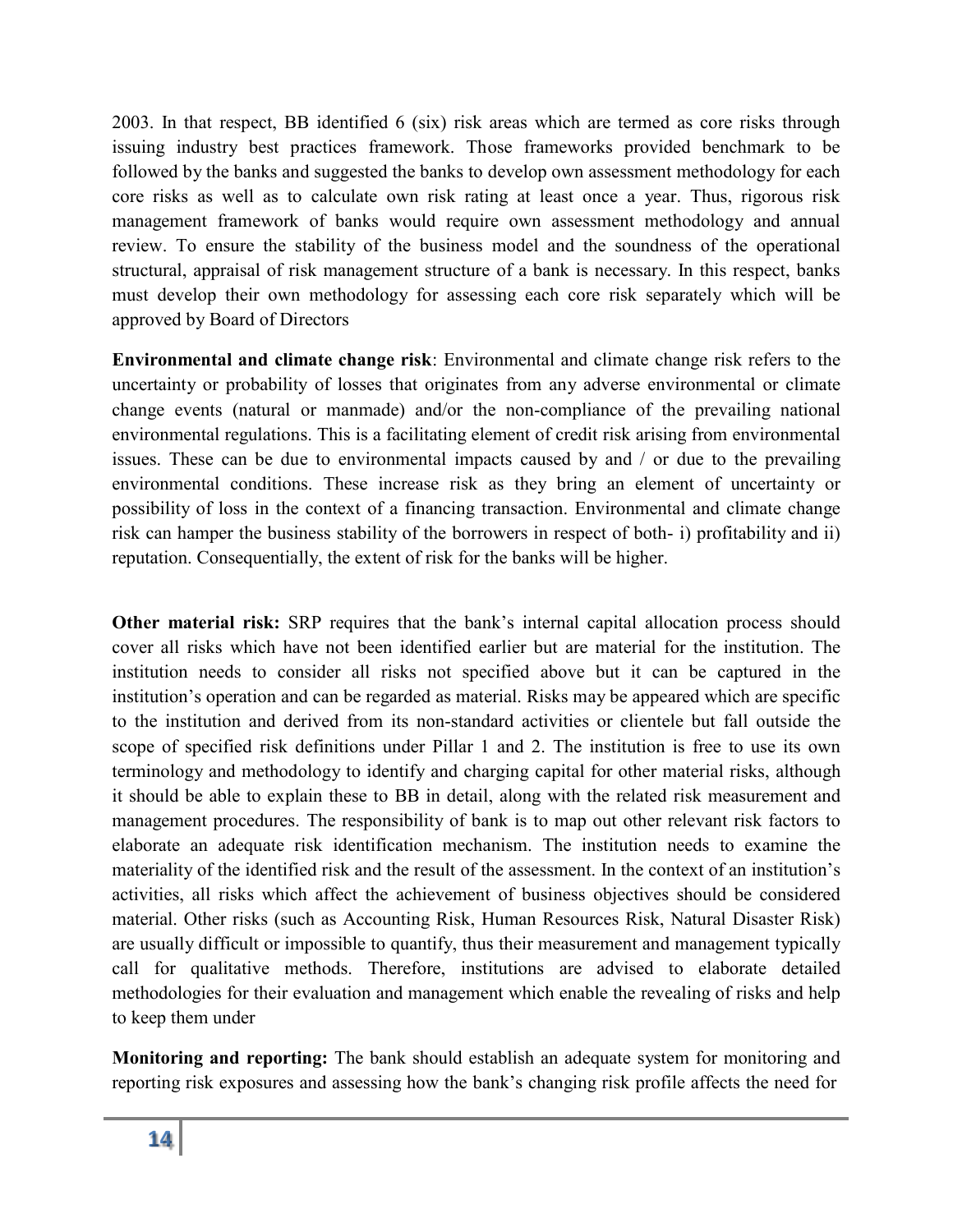2003. In that respect, BB identified 6 (six) risk areas which are termed as core risks through issuing industry best practices framework. Those frameworks provided benchmark to be followed by the banks and suggested the banks to develop own assessment methodology for each core risks as well as to calculate own risk rating at least once a year. Thus, rigorous risk management framework of banks would require own assessment methodology and annual review. To ensure the stability of the business model and the soundness of the operational structural, appraisal of risk management structure of a bank is necessary. In this respect, banks must develop their own methodology for assessing each core risk separately which will be approved by Board of Directors

**Environmental and climate change risk**: Environmental and climate change risk refers to the uncertainty or probability of losses that originates from any adverse environmental or climate change events (natural or manmade) and/or the non-compliance of the prevailing national environmental regulations. This is a facilitating element of credit risk arising from environmental issues. These can be due to environmental impacts caused by and / or due to the prevailing environmental conditions. These increase risk as they bring an element of uncertainty or possibility of loss in the context of a financing transaction. Environmental and climate change risk can hamper the business stability of the borrowers in respect of both- i) profitability and ii) reputation. Consequentially, the extent of risk for the banks will be higher.

**Other material risk:** SRP requires that the bank's internal capital allocation process should cover all risks which have not been identified earlier but are material for the institution. The institution needs to consider all risks not specified above but it can be captured in the institution's operation and can be regarded as material. Risks may be appeared which are specific to the institution and derived from its non-standard activities or clientele but fall outside the scope of specified risk definitions under Pillar 1 and 2. The institution is free to use its own terminology and methodology to identify and charging capital for other material risks, although it should be able to explain these to BB in detail, along with the related risk measurement and management procedures. The responsibility of bank is to map out other relevant risk factors to elaborate an adequate risk identification mechanism. The institution needs to examine the materiality of the identified risk and the result of the assessment. In the context of an institution's activities, all risks which affect the achievement of business objectives should be considered material. Other risks (such as Accounting Risk, Human Resources Risk, Natural Disaster Risk) are usually difficult or impossible to quantify, thus their measurement and management typically call for qualitative methods. Therefore, institutions are advised to elaborate detailed methodologies for their evaluation and management which enable the revealing of risks and help to keep them under

**Monitoring and reporting:** The bank should establish an adequate system for monitoring and reporting risk exposures and assessing how the bank's changing risk profile affects the need for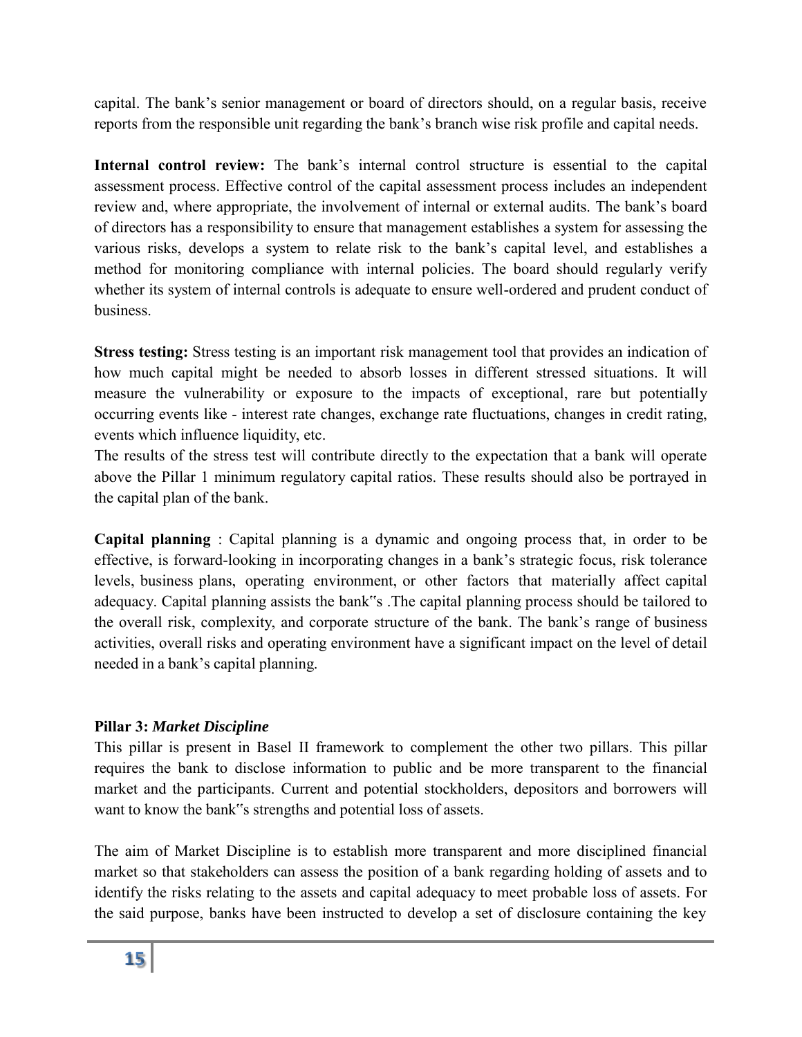capital. The bank's senior management or board of directors should, on a regular basis, receive reports from the responsible unit regarding the bank's branch wise risk profile and capital needs.

**Internal control review:** The bank's internal control structure is essential to the capital assessment process. Effective control of the capital assessment process includes an independent review and, where appropriate, the involvement of internal or external audits. The bank's board of directors has a responsibility to ensure that management establishes a system for assessing the various risks, develops a system to relate risk to the bank's capital level, and establishes a method for monitoring compliance with internal policies. The board should regularly verify whether its system of internal controls is adequate to ensure well-ordered and prudent conduct of business.

**Stress testing:** Stress testing is an important risk management tool that provides an indication of how much capital might be needed to absorb losses in different stressed situations. It will measure the vulnerability or exposure to the impacts of exceptional, rare but potentially occurring events like - interest rate changes, exchange rate fluctuations, changes in credit rating, events which influence liquidity, etc.

The results of the stress test will contribute directly to the expectation that a bank will operate above the Pillar 1 minimum regulatory capital ratios. These results should also be portrayed in the capital plan of the bank.

**Capital planning** : Capital planning is a dynamic and ongoing process that, in order to be effective, is forward-looking in incorporating changes in a bank's strategic focus, risk tolerance levels, business plans, operating environment, or other factors that materially affect capital adequacy. Capital planning assists the bank"s .The capital planning process should be tailored to the overall risk, complexity, and corporate structure of the bank. The bank's range of business activities, overall risks and operating environment have a significant impact on the level of detail needed in a bank's capital planning.

**Pillar 3:** ***Market Discipline***

This pillar is present in Basel II framework to complement the other two pillars. This pillar requires the bank to disclose information to public and be more transparent to the financial market and the participants. Current and potential stockholders, depositors and borrowers will want to know the bank"s strengths and potential loss of assets.

The aim of Market Discipline is to establish more transparent and more disciplined financial market so that stakeholders can assess the position of a bank regarding holding of assets and to identify the risks relating to the assets and capital adequacy to meet probable loss of assets. For the said purpose, banks have been instructed to develop a set of disclosure containing the key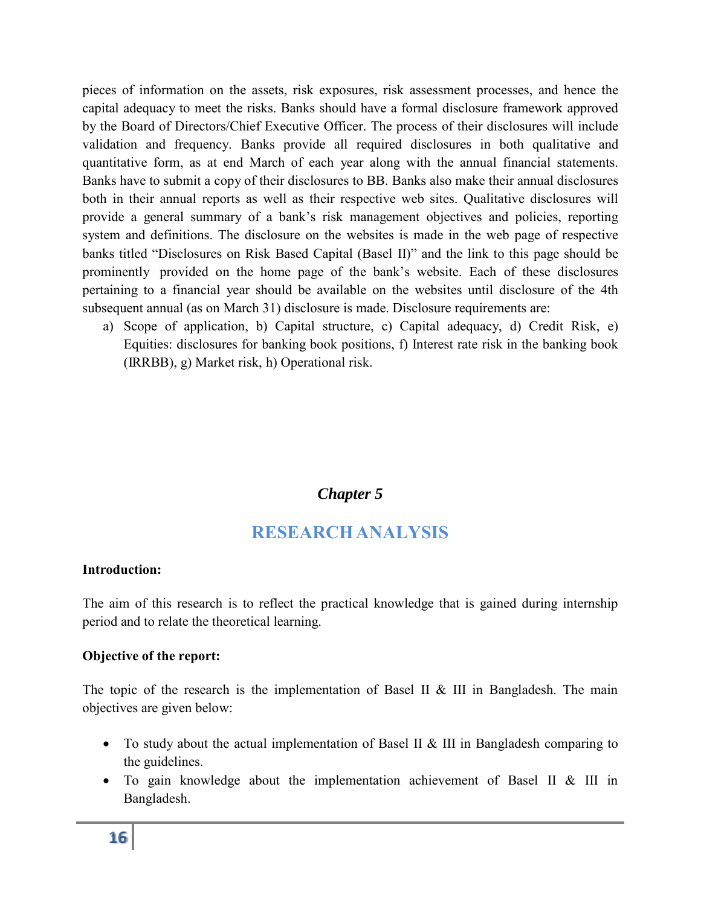pieces of information on the assets, risk exposures, risk assessment processes, and hence the capital adequacy to meet the risks. Banks should have a formal disclosure framework approved by the Board of Directors/Chief Executive Officer. The process of their disclosures will include validation and frequency. Banks provide all required disclosures in both qualitative and quantitative form, as at end March of each year along with the annual financial statements. Banks have to submit a copy of their disclosures to BB. Banks also make their annual disclosures both in their annual reports as well as their respective web sites. Qualitative disclosures will provide a general summary of a bank's risk management objectives and policies, reporting system and definitions. The disclosure on the websites is made in the web page of respective banks titled "Disclosures on Risk Based Capital (Basel II)" and the link to this page should be prominently provided on the home page of the bank's website. Each of these disclosures pertaining to a financial year should be available on the websites until disclosure of the 4th subsequent annual (as on March 31) disclosure is made. Disclosure requirements are:

a) Scope of application, b) Capital structure, c) Capital adequacy, d) Credit Risk, e) Equities: disclosures for banking book positions, f) Interest rate risk in the banking book (IRRBB), g) Market risk, h) Operational risk.

# *Chapter 5*

# RESEARCH ANALYSIS

**Introduction:**

The aim of this research is to reflect the practical knowledge that is gained during internship period and to relate the theoretical learning.

**Objective of the report:**

The topic of the research is the implementation of Basel II & III in Bangladesh. The main objectives are given below:

- To study about the actual implementation of Basel II & III in Bangladesh comparing to the guidelines.
- To gain knowledge about the implementation achievement of Basel II & III in Bangladesh.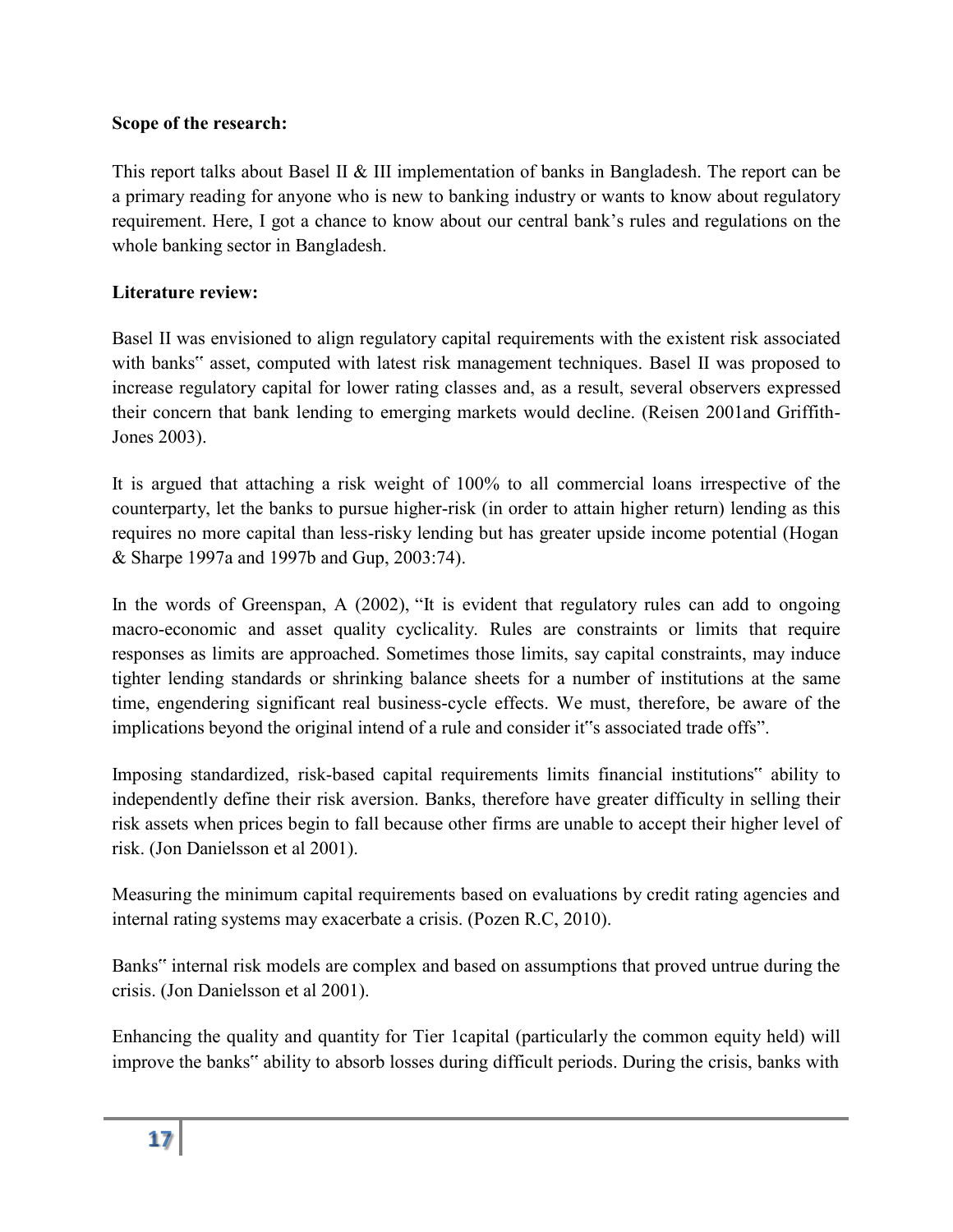**Scope of the research:**

This report talks about Basel II & III implementation of banks in Bangladesh. The report can be a primary reading for anyone who is new to banking industry or wants to know about regulatory requirement. Here, I got a chance to know about our central bank's rules and regulations on the whole banking sector in Bangladesh.

**Literature review:**

Basel II was envisioned to align regulatory capital requirements with the existent risk associated with banks" asset, computed with latest risk management techniques. Basel II was proposed to increase regulatory capital for lower rating classes and, as a result, several observers expressed their concern that bank lending to emerging markets would decline. (Reisen 2001and Griffith-Jones 2003).

It is argued that attaching a risk weight of 100% to all commercial loans irrespective of the counterparty, let the banks to pursue higher-risk (in order to attain higher return) lending as this requires no more capital than less-risky lending but has greater upside income potential (Hogan & Sharpe 1997a and 1997b and Gup, 2003:74).

In the words of Greenspan, A (2002), "It is evident that regulatory rules can add to ongoing macro-economic and asset quality cyclicality. Rules are constraints or limits that require responses as limits are approached. Sometimes those limits, say capital constraints, may induce tighter lending standards or shrinking balance sheets for a number of institutions at the same time, engendering significant real business-cycle effects. We must, therefore, be aware of the implications beyond the original intend of a rule and consider it"s associated trade offs".

Imposing standardized, risk-based capital requirements limits financial institutions" ability to independently define their risk aversion. Banks, therefore have greater difficulty in selling their risk assets when prices begin to fall because other firms are unable to accept their higher level of risk. (Jon Danielsson et al 2001).

Measuring the minimum capital requirements based on evaluations by credit rating agencies and internal rating systems may exacerbate a crisis. (Pozen R.C, 2010).

Banks" internal risk models are complex and based on assumptions that proved untrue during the crisis. (Jon Danielsson et al 2001).

Enhancing the quality and quantity for Tier 1capital (particularly the common equity held) will improve the banks" ability to absorb losses during difficult periods. During the crisis, banks with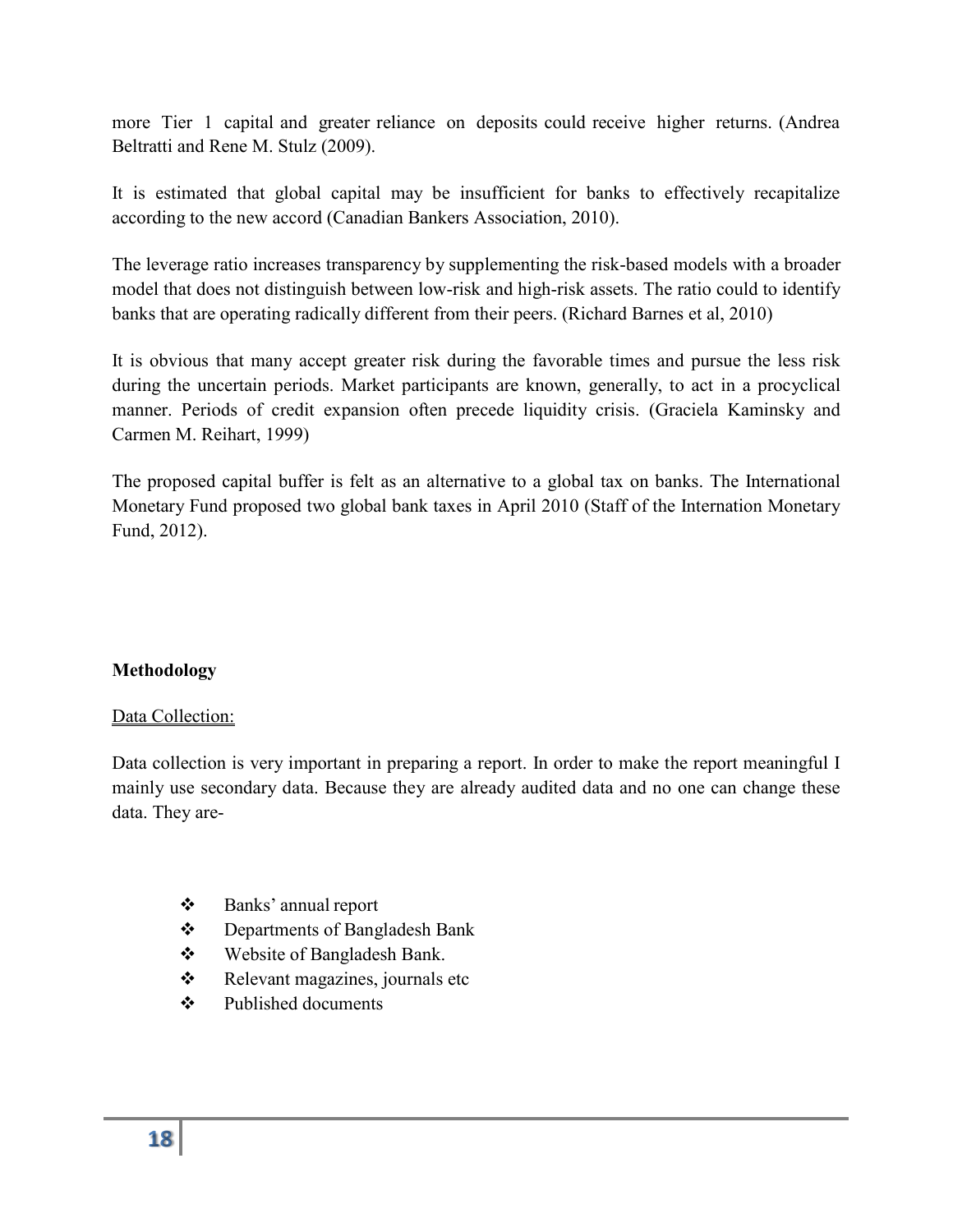more Tier 1 capital and greater reliance on deposits could receive higher returns. (Andrea Beltratti and Rene M. Stulz (2009).

It is estimated that global capital may be insufficient for banks to effectively recapitalize according to the new accord (Canadian Bankers Association, 2010).

The leverage ratio increases transparency by supplementing the risk-based models with a broader model that does not distinguish between low-risk and high-risk assets. The ratio could to identify banks that are operating radically different from their peers. (Richard Barnes et al, 2010)

It is obvious that many accept greater risk during the favorable times and pursue the less risk during the uncertain periods. Market participants are known, generally, to act in a procyclical manner. Periods of credit expansion often precede liquidity crisis. (Graciela Kaminsky and Carmen M. Reihart, 1999)

The proposed capital buffer is felt as an alternative to a global tax on banks. The International Monetary Fund proposed two global bank taxes in April 2010 (Staff of the Internation Monetary Fund, 2012).

**Methodology**

Data Collection:

Data collection is very important in preparing a report. In order to make the report meaningful I mainly use secondary data. Because they are already audited data and no one can change these data. They are-

- Banks' annual report
- Departments of Bangladesh Bank
- Website of Bangladesh Bank.
- Relevant magazines, journals etc
- Published documents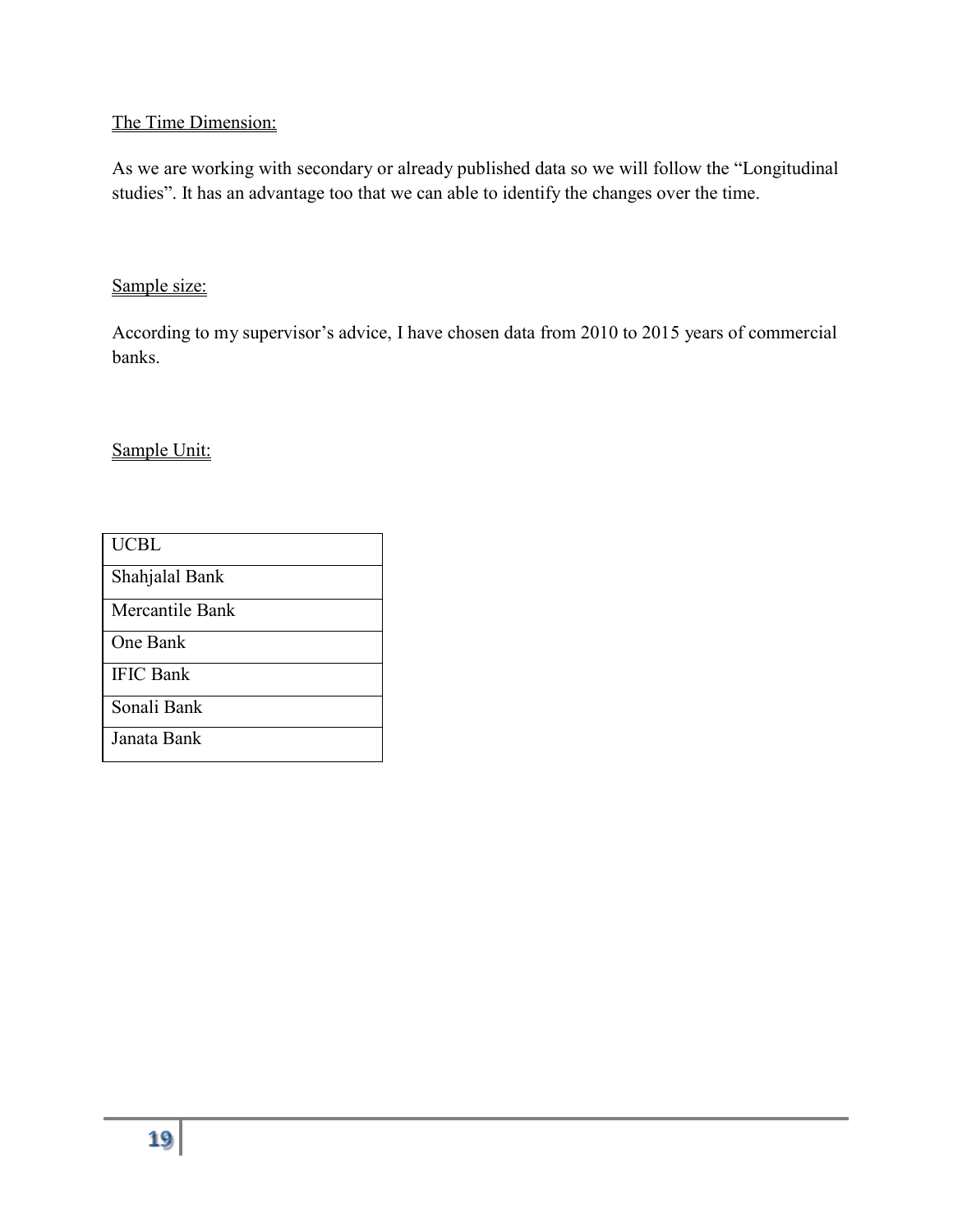The Time Dimension:

As we are working with secondary or already published data so we will follow the "Longitudinal studies". It has an advantage too that we can able to identify the changes over the time.

Sample size:

According to my supervisor's advice, I have chosen data from 2010 to 2015 years of commercial banks.

Sample Unit:

| UCBL |
|---|
| Shahjalal Bank |
| Mercantile Bank |
| One Bank |
| IFIC Bank |
| Sonali Bank |
| Janata Bank |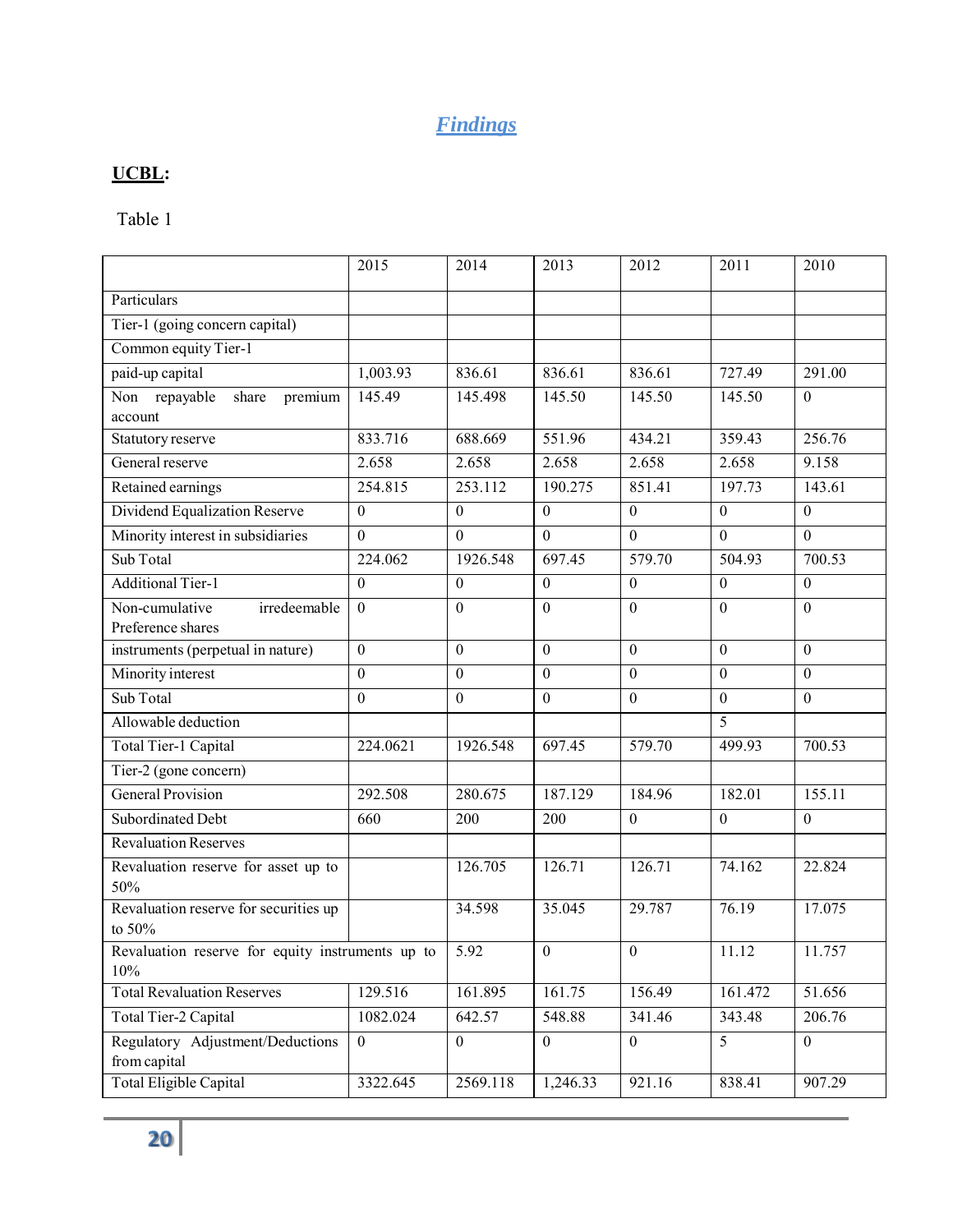# *Findings*

## **UCBL:**

Table 1

| | 2015 | 2014 | 2013 | 2012 | 2011 | 2010 |
|---|---|---|---|---|---|---|
| Particulars | | | | | | |
| Tier-1 (going concern capital) | | | | | | |
| Common equity Tier-1 | | | | | | |
| paid-up capital | 1,003.93 | 836.61 | 836.61 | 836.61 | 727.49 | 291.00 |
| Non repayable share premium account | 145.49 | 145.498 | 145.50 | 145.50 | 145.50 | 0 |
| Statutory reserve | 833.716 | 688.669 | 551.96 | 434.21 | 359.43 | 256.76 |
| General reserve | 2.658 | 2.658 | 2.658 | 2.658 | 2.658 | 9.158 |
| Retained earnings | 254.815 | 253.112 | 190.275 | 851.41 | 197.73 | 143.61 |
| Dividend Equalization Reserve | 0 | 0 | 0 | 0 | 0 | 0 |
| Minority interest in subsidiaries | 0 | 0 | 0 | 0 | 0 | 0 |
| Sub Total | 224.062 | 1926.548 | 697.45 | 579.70 | 504.93 | 700.53 |
| Additional Tier-1 | 0 | 0 | 0 | 0 | 0 | 0 |
| Non-cumulative irredeemable Preference shares | 0 | 0 | 0 | 0 | 0 | 0 |
| instruments (perpetual in nature) | 0 | 0 | 0 | 0 | 0 | 0 |
| Minority interest | 0 | 0 | 0 | 0 | 0 | 0 |
| Sub Total | 0 | 0 | 0 | 0 | 0 | 0 |
| Allowable deduction | | | | | 5 | |
| Total Tier-1 Capital | 224.0621 | 1926.548 | 697.45 | 579.70 | 499.93 | 700.53 |
| Tier-2 (gone concern) | | | | | | |
| General Provision | 292.508 | 280.675 | 187.129 | 184.96 | 182.01 | 155.11 |
| Subordinated Debt | 660 | 200 | 200 | 0 | 0 | 0 |
| Revaluation Reserves | | | | | | |
| Revaluation reserve for asset up to 50% | | 126.705 | 126.71 | 126.71 | 74.162 | 22.824 |
| Revaluation reserve for securities up to 50% | | 34.598 | 35.045 | 29.787 | 76.19 | 17.075 |
| Revaluation reserve for equity instruments up to 10% | | 5.92 | 0 | 0 | 11.12 | 11.757 |
| Total Revaluation Reserves | 129.516 | 161.895 | 161.75 | 156.49 | 161.472 | 51.656 |
| Total Tier-2 Capital | 1082.024 | 642.57 | 548.88 | 341.46 | 343.48 | 206.76 |
| Regulatory Adjustment/Deductions from capital | 0 | 0 | 0 | 0 | 5 | 0 |
| Total Eligible Capital | 3322.645 | 2569.118 | 1,246.33 | 921.16 | 838.41 | 907.29 |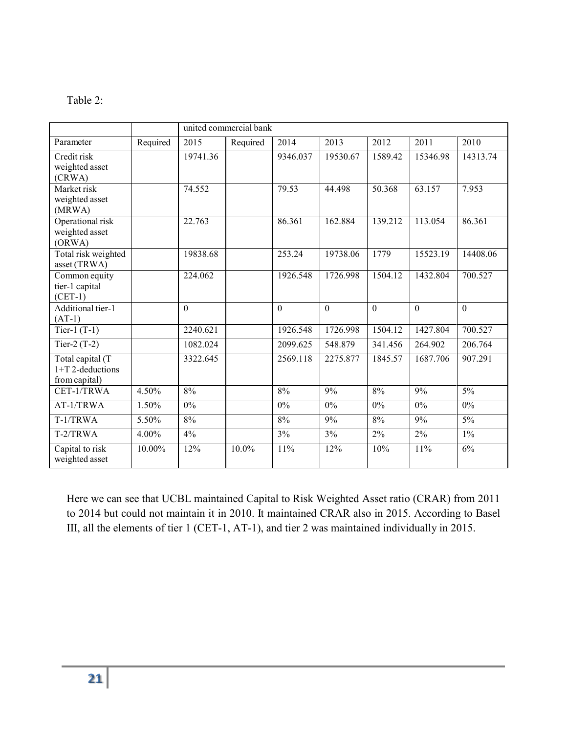Table 2:

| | | united commercial bank | | | | | | |
|---|---|---|---|---|---|---|---|---|
| Parameter | Required | 2015 | Required | 2014 | 2013 | 2012 | 2011 | 2010 |
| Credit risk weighted asset (CRWA) | | 19741.36 | | 9346.037 | 19530.67 | 1589.42 | 15346.98 | 14313.74 |
| Market risk weighted asset (MRWA) | | 74.552 | | 79.53 | 44.498 | 50.368 | 63.157 | 7.953 |
| Operational risk weighted asset (ORWA) | | 22.763 | | 86.361 | 162.884 | 139.212 | 113.054 | 86.361 |
| Total risk weighted asset (TRWA) | | 19838.68 | | 253.24 | 19738.06 | 1779 | 15523.19 | 14408.06 |
| Common equity tier-1 capital (CET-1) | | 224.062 | | 1926.548 | 1726.998 | 1504.12 | 1432.804 | 700.527 |
| Additional tier-1 (AT-1) | | 0 | | 0 | 0 | 0 | 0 | 0 |
| Tier-1 (T-1) | | 2240.621 | | 1926.548 | 1726.998 | 1504.12 | 1427.804 | 700.527 |
| Tier-2 (T-2) | | 1082.024 | | 2099.625 | 548.879 | 341.456 | 264.902 | 206.764 |
| Total capital (T 1+T 2-deductions from capital) | | 3322.645 | | 2569.118 | 2275.877 | 1845.57 | 1687.706 | 907.291 |
| CET-1/TRWA | 4.50% | 8% | | 8% | 9% | 8% | 9% | 5% |
| AT-1/TRWA | 1.50% | 0% | | 0% | 0% | 0% | 0% | 0% |
| T-1/TRWA | 5.50% | 8% | | 8% | 9% | 8% | 9% | 5% |
| T-2/TRWA | 4.00% | 4% | | 3% | 3% | 2% | 2% | 1% |
| Capital to risk weighted asset | 10.00% | 12% | 10.0% | 11% | 12% | 10% | 11% | 6% |

Here we can see that UCBL maintained Capital to Risk Weighted Asset ratio (CRAR) from 2011 to 2014 but could not maintain it in 2010. It maintained CRAR also in 2015. According to Basel III, all the elements of tier 1 (CET-1, AT-1), and tier 2 was maintained individually in 2015.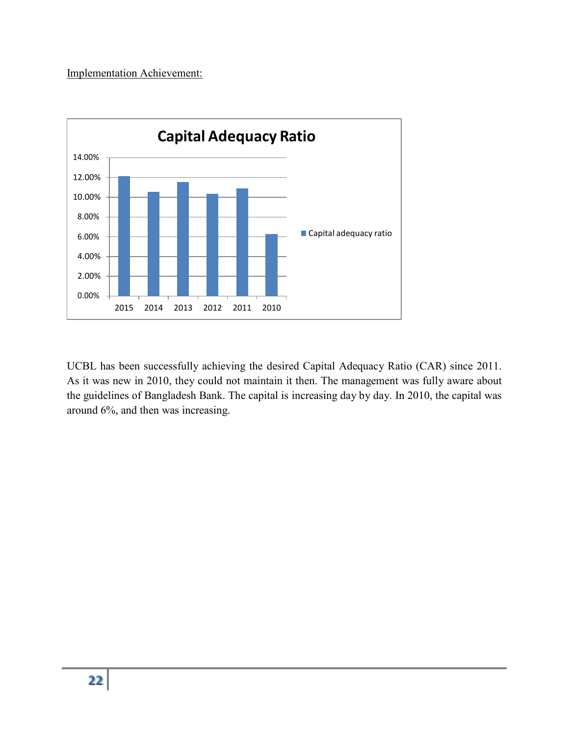Implementation Achievement:

UCBL has been successfully achieving the desired Capital Adequacy Ratio (CAR) since 2011. As it was new in 2010, they could not maintain it then. The management was fully aware about the guidelines of Bangladesh Bank. The capital is increasing day by day. In 2010, the capital was around 6%, and then was increasing.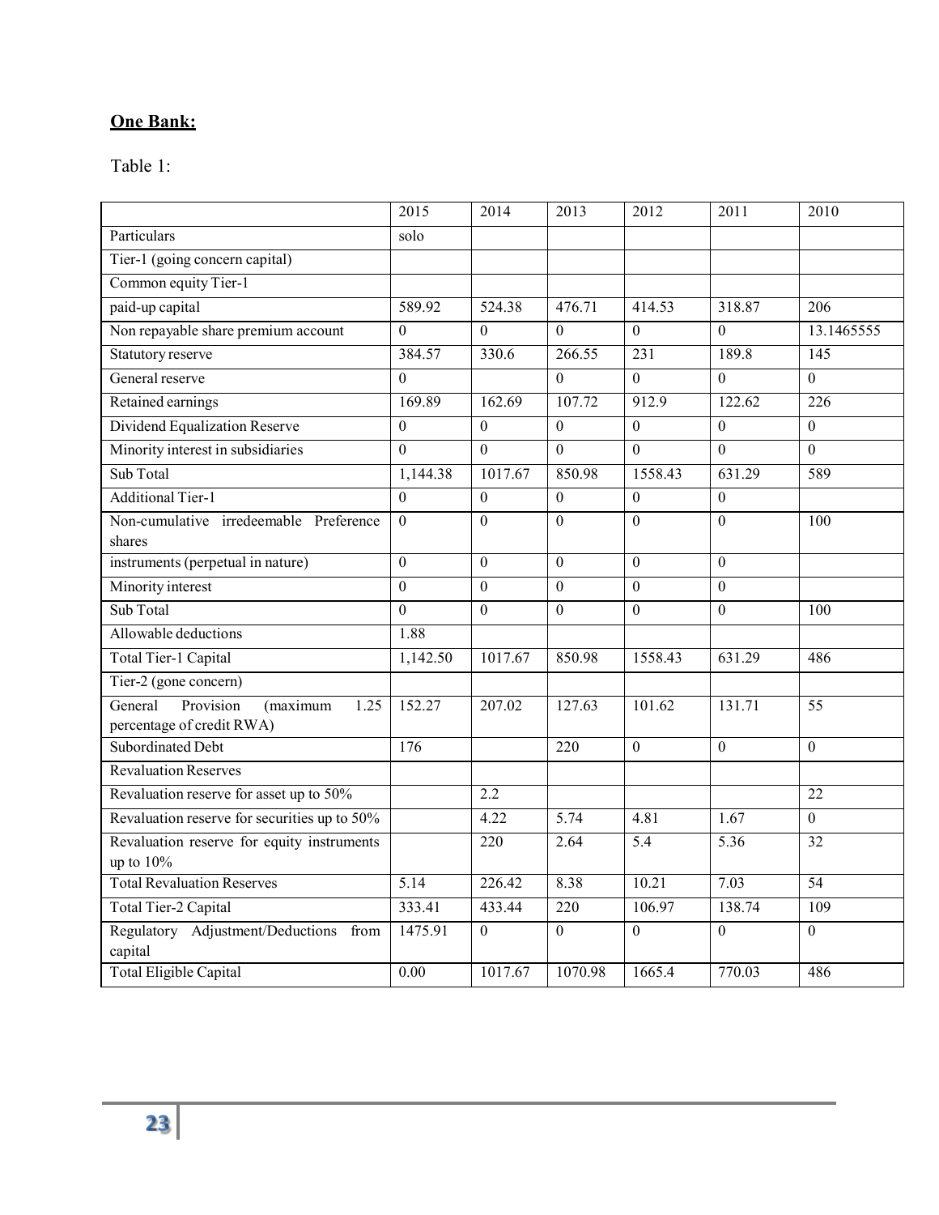## One Bank:

Table 1:

| | 2015 | 2014 | 2013 | 2012 | 2011 | 2010 |
|---|---|---|---|---|---|---|
| Particulars | solo | | | | | |
| Tier-1 (going concern capital) | | | | | | |
| Common equity Tier-1 | | | | | | |
| paid-up capital | 589.92 | 524.38 | 476.71 | 414.53 | 318.87 | 206 |
| Non repayable share premium account | 0 | 0 | 0 | 0 | 0 | 13.1465555 |
| Statutory reserve | 384.57 | 330.6 | 266.55 | 231 | 189.8 | 145 |
| General reserve | 0 | | 0 | 0 | 0 | 0 |
| Retained earnings | 169.89 | 162.69 | 107.72 | 912.9 | 122.62 | 226 |
| Dividend Equalization Reserve | 0 | 0 | 0 | 0 | 0 | 0 |
| Minority interest in subsidiaries | 0 | 0 | 0 | 0 | 0 | 0 |
| Sub Total | 1,144.38 | 1017.67 | 850.98 | 1558.43 | 631.29 | 589 |
| Additional Tier-1 | 0 | 0 | 0 | 0 | 0 | |
| Non-cumulative irredeemable Preference shares | 0 | 0 | 0 | 0 | 0 | 100 |
| instruments (perpetual in nature) | 0 | 0 | 0 | 0 | 0 | |
| Minority interest | 0 | 0 | 0 | 0 | 0 | |
| Sub Total | 0 | 0 | 0 | 0 | 0 | 100 |
| Allowable deductions | 1.88 | | | | | |
| Total Tier-1 Capital | 1,142.50 | 1017.67 | 850.98 | 1558.43 | 631.29 | 486 |
| Tier-2 (gone concern) | | | | | | |
| General Provision (maximum 1.25 percentage of credit RWA) | 152.27 | 207.02 | 127.63 | 101.62 | 131.71 | 55 |
| Subordinated Debt | 176 | | 220 | 0 | 0 | 0 |
| Revaluation Reserves | | | | | | |
| Revaluation reserve for asset up to 50% | | 2.2 | | | | 22 |
| Revaluation reserve for securities up to 50% | | 4.22 | 5.74 | 4.81 | 1.67 | 0 |
| Revaluation reserve for equity instruments up to 10% | | 220 | 2.64 | 5.4 | 5.36 | 32 |
| Total Revaluation Reserves | 5.14 | 226.42 | 8.38 | 10.21 | 7.03 | 54 |
| Total Tier-2 Capital | 333.41 | 433.44 | 220 | 106.97 | 138.74 | 109 |
| Regulatory Adjustment/Deductions from capital | 1475.91 | 0 | 0 | 0 | 0 | 0 |
| Total Eligible Capital | 0.00 | 1017.67 | 1070.98 | 1665.4 | 770.03 | 486 |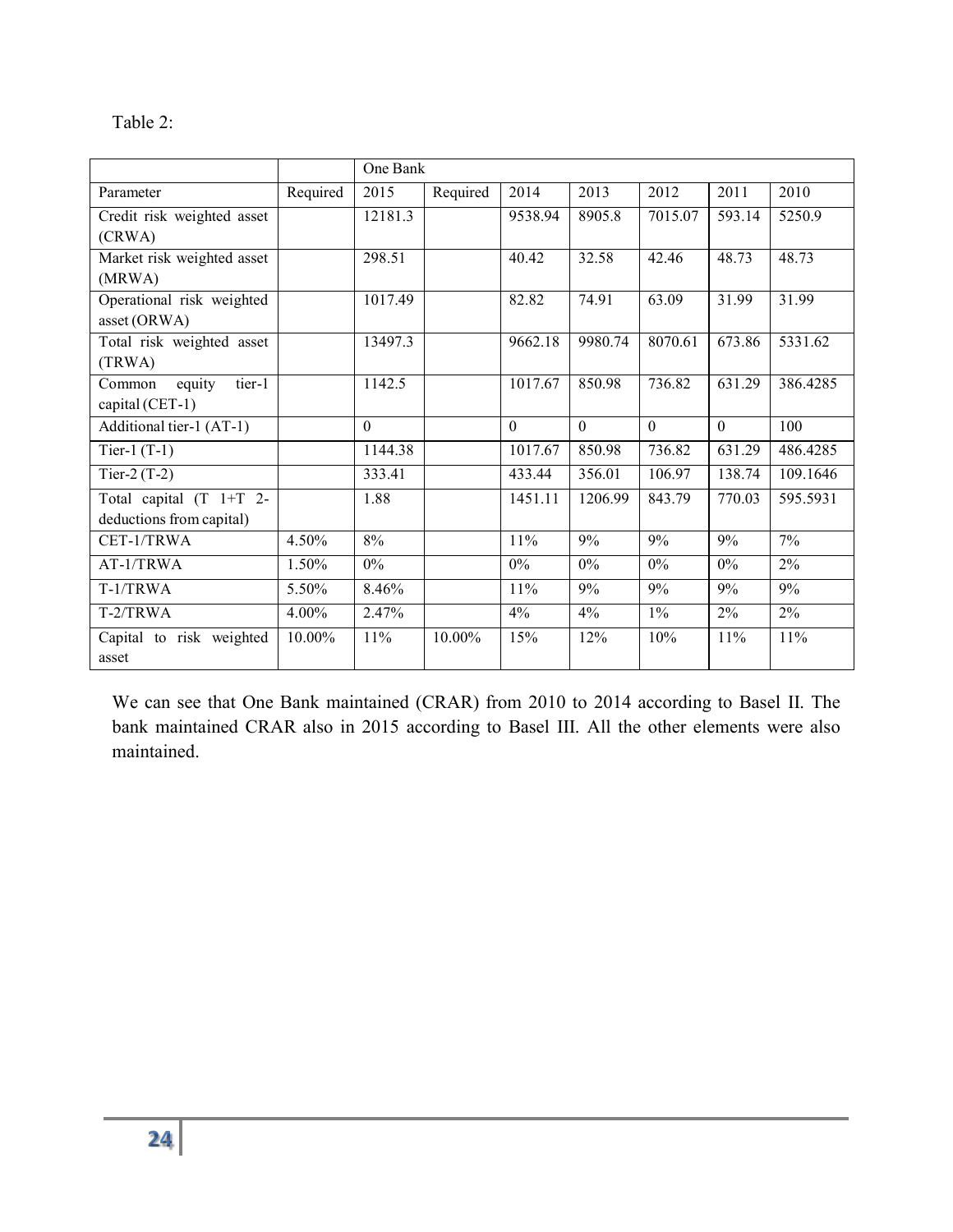Table 2:

| | | One Bank | | | | | | |
|---|---|---|---|---|---|---|---|---|
| Parameter | Required | 2015 | Required | 2014 | 2013 | 2012 | 2011 | 2010 |
| Credit risk weighted asset (CRWA) | | 12181.3 | | 9538.94 | 8905.8 | 7015.07 | 593.14 | 5250.9 |
| Market risk weighted asset (MRWA) | | 298.51 | | 40.42 | 32.58 | 42.46 | 48.73 | 48.73 |
| Operational risk weighted asset (ORWA) | | 1017.49 | | 82.82 | 74.91 | 63.09 | 31.99 | 31.99 |
| Total risk weighted asset (TRWA) | | 13497.3 | | 9662.18 | 9980.74 | 8070.61 | 673.86 | 5331.62 |
| Common equity tier-1 capital (CET-1) | | 1142.5 | | 1017.67 | 850.98 | 736.82 | 631.29 | 386.4285 |
| Additional tier-1 (AT-1) | | 0 | | 0 | 0 | 0 | 0 | 100 |
| Tier-1 (T-1) | | 1144.38 | | 1017.67 | 850.98 | 736.82 | 631.29 | 486.4285 |
| Tier-2 (T-2) | | 333.41 | | 433.44 | 356.01 | 106.97 | 138.74 | 109.1646 |
| Total capital (T 1+T 2- deductions from capital) | | 1.88 | | 1451.11 | 1206.99 | 843.79 | 770.03 | 595.5931 |
| CET-1/TRWA | 4.50% | 8% | | 11% | 9% | 9% | 9% | 7% |
| AT-1/TRWA | 1.50% | 0% | | 0% | 0% | 0% | 0% | 2% |
| T-1/TRWA | 5.50% | 8.46% | | 11% | 9% | 9% | 9% | 9% |
| T-2/TRWA | 4.00% | 2.47% | | 4% | 4% | 1% | 2% | 2% |
| Capital to risk weighted asset | 10.00% | 11% | 10.00% | 15% | 12% | 10% | 11% | 11% |

We can see that One Bank maintained (CRAR) from 2010 to 2014 according to Basel II. The bank maintained CRAR also in 2015 according to Basel III. All the other elements were also maintained.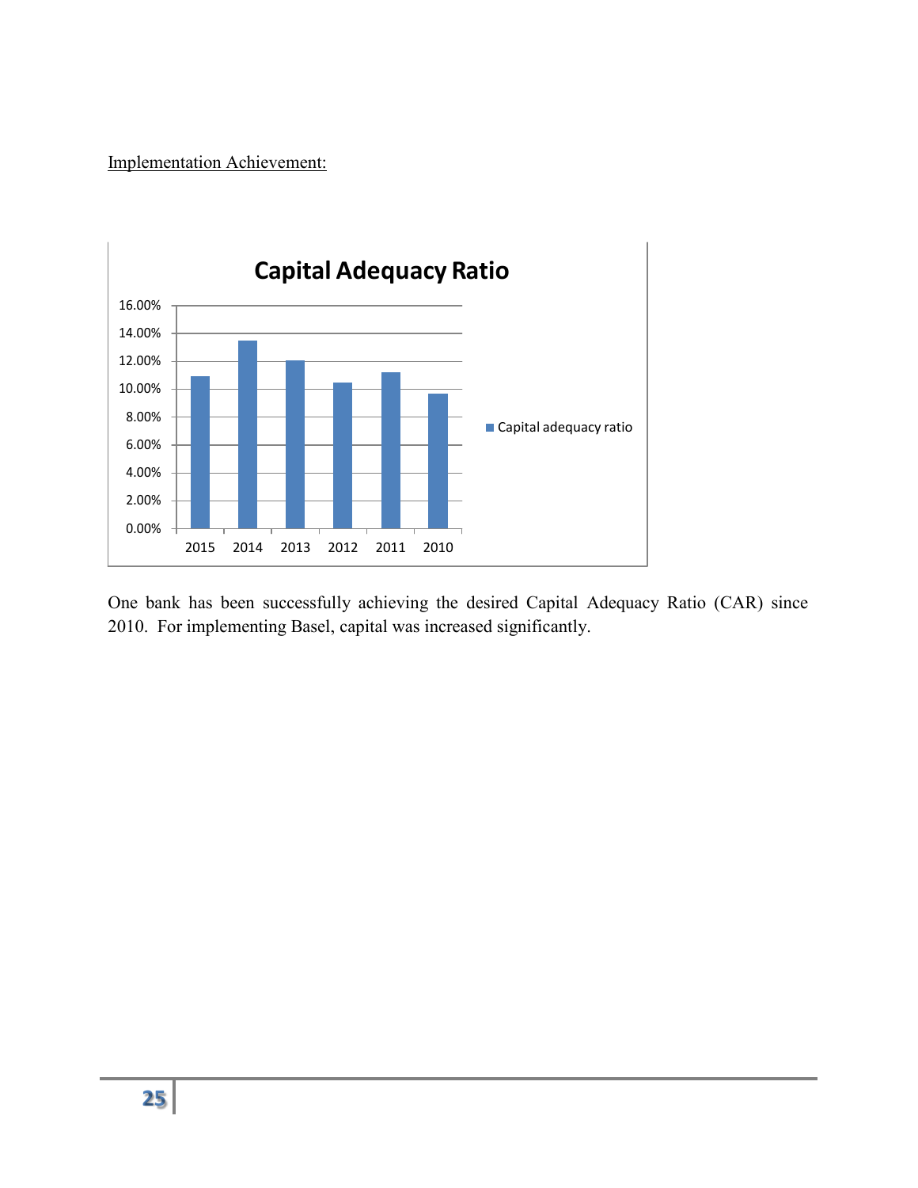Implementation Achievement:

**Capital Adequacy Ratio**

| Year | Capital adequacy ratio |
|---|---|
| 2015 | ~10.9% |
| 2014 | ~13.5% |
| 2013 | ~12.1% |
| 2012 | ~10.5% |
| 2011 | ~11.2% |
| 2010 | ~9.7% |

One bank has been successfully achieving the desired Capital Adequacy Ratio (CAR) since 2010. For implementing Basel, capital was increased significantly.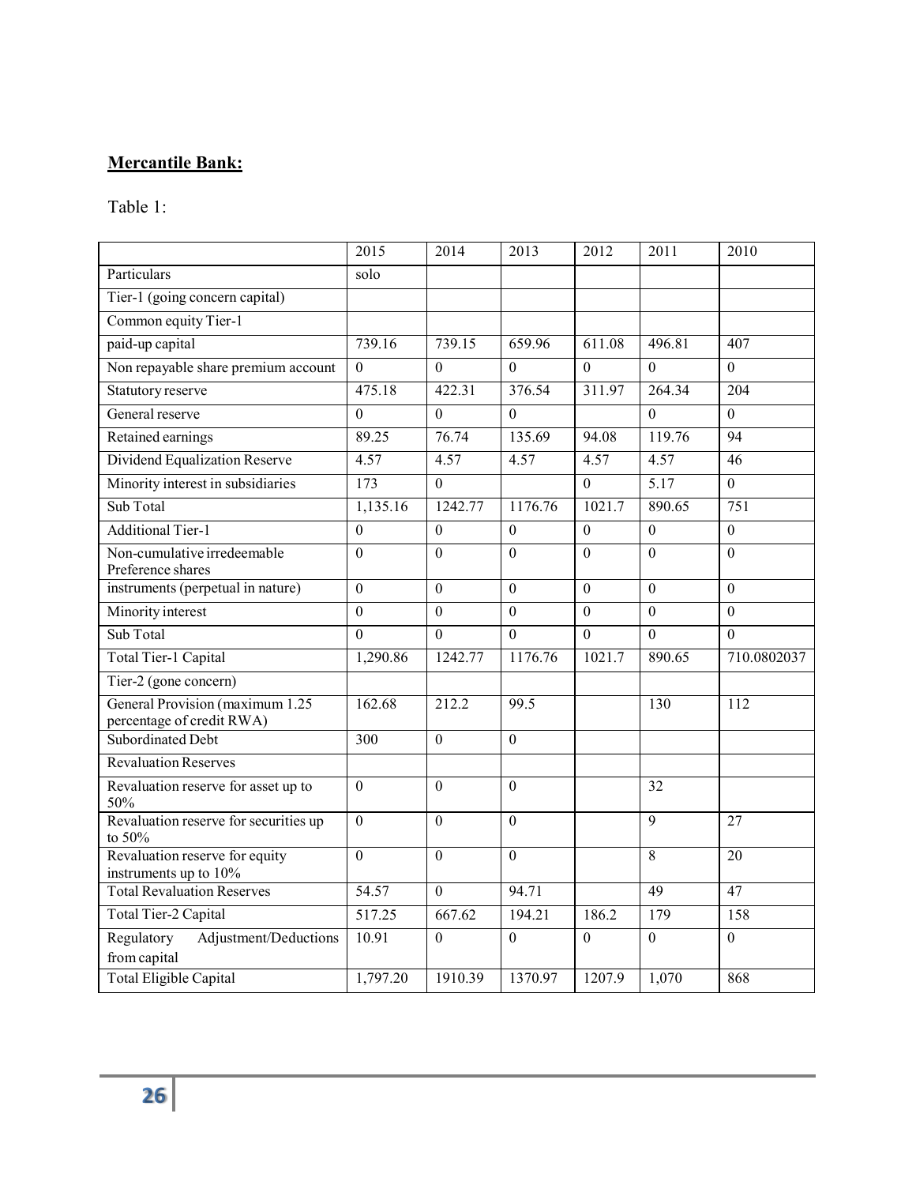**Mercantile Bank:**

Table 1:

| | 2015 | 2014 | 2013 | 2012 | 2011 | 2010 |
|---|---|---|---|---|---|---|
| Particulars | solo | | | | | |
| Tier-1 (going concern capital) | | | | | | |
| Common equity Tier-1 | | | | | | |
| paid-up capital | 739.16 | 739.15 | 659.96 | 611.08 | 496.81 | 407 |
| Non repayable share premium account | 0 | 0 | 0 | 0 | 0 | 0 |
| Statutory reserve | 475.18 | 422.31 | 376.54 | 311.97 | 264.34 | 204 |
| General reserve | 0 | 0 | 0 | | 0 | 0 |
| Retained earnings | 89.25 | 76.74 | 135.69 | 94.08 | 119.76 | 94 |
| Dividend Equalization Reserve | 4.57 | 4.57 | 4.57 | 4.57 | 4.57 | 46 |
| Minority interest in subsidiaries | 173 | 0 | | 0 | 5.17 | 0 |
| Sub Total | 1,135.16 | 1242.77 | 1176.76 | 1021.7 | 890.65 | 751 |
| Additional Tier-1 | 0 | 0 | 0 | 0 | 0 | 0 |
| Non-cumulative irredeemable Preference shares | 0 | 0 | 0 | 0 | 0 | 0 |
| instruments (perpetual in nature) | 0 | 0 | 0 | 0 | 0 | 0 |
| Minority interest | 0 | 0 | 0 | 0 | 0 | 0 |
| Sub Total | 0 | 0 | 0 | 0 | 0 | 0 |
| Total Tier-1 Capital | 1,290.86 | 1242.77 | 1176.76 | 1021.7 | 890.65 | 710.0802037 |
| Tier-2 (gone concern) | | | | | | |
| General Provision (maximum 1.25 percentage of credit RWA) | 162.68 | 212.2 | 99.5 | | 130 | 112 |
| Subordinated Debt | 300 | 0 | 0 | | | |
| Revaluation Reserves | | | | | | |
| Revaluation reserve for asset up to 50% | 0 | 0 | 0 | | 32 | |
| Revaluation reserve for securities up to 50% | 0 | 0 | 0 | | 9 | 27 |
| Revaluation reserve for equity instruments up to 10% | 0 | 0 | 0 | | 8 | 20 |
| Total Revaluation Reserves | 54.57 | 0 | 94.71 | | 49 | 47 |
| Total Tier-2 Capital | 517.25 | 667.62 | 194.21 | 186.2 | 179 | 158 |
| Regulatory Adjustment/Deductions from capital | 10.91 | 0 | 0 | 0 | 0 | 0 |
| Total Eligible Capital | 1,797.20 | 1910.39 | 1370.97 | 1207.9 | 1,070 | 868 |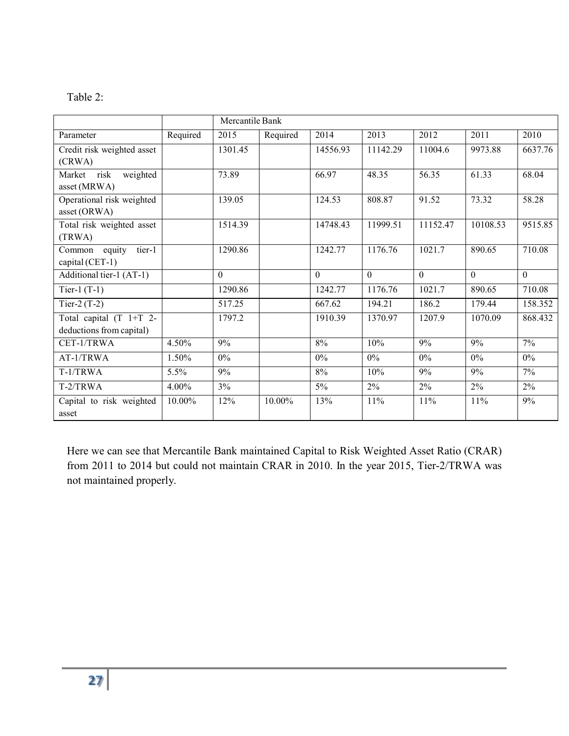Table 2:

| | | Mercantile Bank | | | | | | |
|---|---|---|---|---|---|---|---|---|
| Parameter | Required | 2015 | Required | 2014 | 2013 | 2012 | 2011 | 2010 |
| Credit risk weighted asset (CRWA) | | 1301.45 | | 14556.93 | 11142.29 | 11004.6 | 9973.88 | 6637.76 |
| Market risk weighted asset (MRWA) | | 73.89 | | 66.97 | 48.35 | 56.35 | 61.33 | 68.04 |
| Operational risk weighted asset (ORWA) | | 139.05 | | 124.53 | 808.87 | 91.52 | 73.32 | 58.28 |
| Total risk weighted asset (TRWA) | | 1514.39 | | 14748.43 | 11999.51 | 11152.47 | 10108.53 | 9515.85 |
| Common equity tier-1 capital (CET-1) | | 1290.86 | | 1242.77 | 1176.76 | 1021.7 | 890.65 | 710.08 |
| Additional tier-1 (AT-1) | | 0 | | 0 | 0 | 0 | 0 | 0 |
| Tier-1 (T-1) | | 1290.86 | | 1242.77 | 1176.76 | 1021.7 | 890.65 | 710.08 |
| Tier-2 (T-2) | | 517.25 | | 667.62 | 194.21 | 186.2 | 179.44 | 158.352 |
| Total capital (T 1+T 2-deductions from capital) | | 1797.2 | | 1910.39 | 1370.97 | 1207.9 | 1070.09 | 868.432 |
| CET-1/TRWA | 4.50% | 9% | | 8% | 10% | 9% | 9% | 7% |
| AT-1/TRWA | 1.50% | 0% | | 0% | 0% | 0% | 0% | 0% |
| T-1/TRWA | 5.5% | 9% | | 8% | 10% | 9% | 9% | 7% |
| T-2/TRWA | 4.00% | 3% | | 5% | 2% | 2% | 2% | 2% |
| Capital to risk weighted asset | 10.00% | 12% | 10.00% | 13% | 11% | 11% | 11% | 9% |

Here we can see that Mercantile Bank maintained Capital to Risk Weighted Asset Ratio (CRAR) from 2011 to 2014 but could not maintain CRAR in 2010. In the year 2015, Tier-2/TRWA was not maintained properly.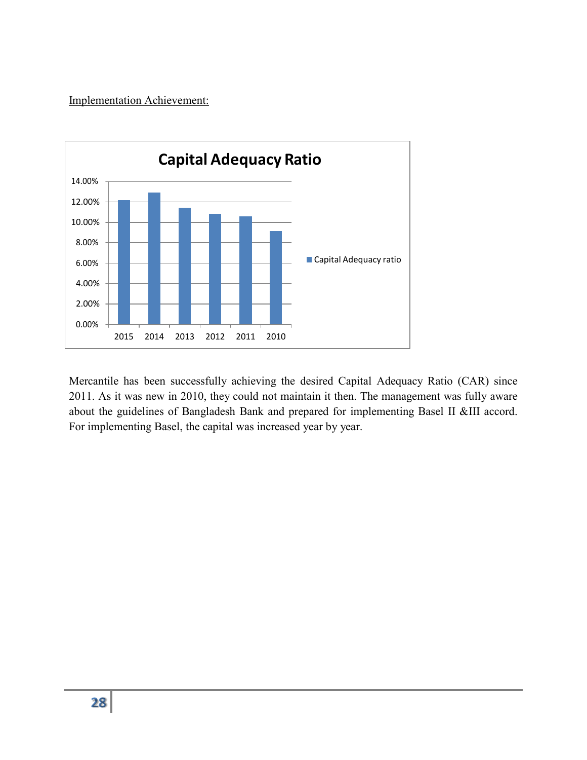Implementation Achievement:

Mercantile has been successfully achieving the desired Capital Adequacy Ratio (CAR) since 2011. As it was new in 2010, they could not maintain it then. The management was fully aware about the guidelines of Bangladesh Bank and prepared for implementing Basel II &III accord. For implementing Basel, the capital was increased year by year.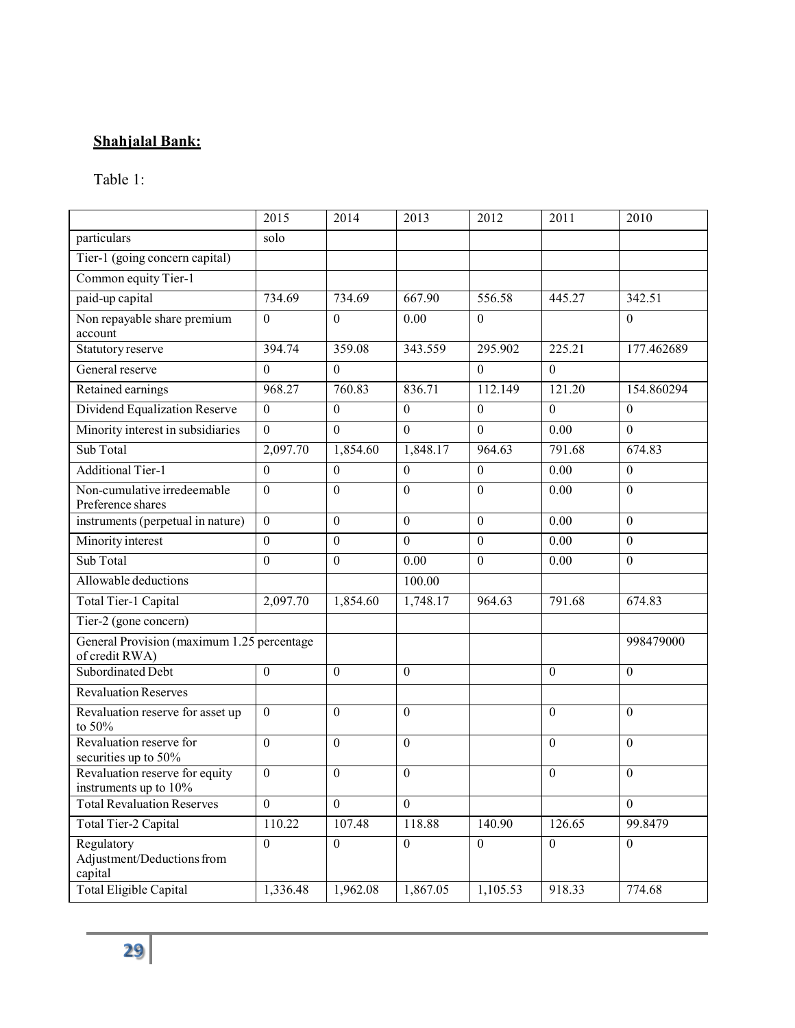**Shahjalal Bank:**

Table 1:

| | 2015 | 2014 | 2013 | 2012 | 2011 | 2010 |
|---|---|---|---|---|---|---|
| particulars | solo | | | | | |
| Tier-1 (going concern capital) | | | | | | |
| Common equity Tier-1 | | | | | | |
| paid-up capital | 734.69 | 734.69 | 667.90 | 556.58 | 445.27 | 342.51 |
| Non repayable share premium account | 0 | 0 | 0.00 | 0 | | 0 |
| Statutory reserve | 394.74 | 359.08 | 343.559 | 295.902 | 225.21 | 177.462689 |
| General reserve | 0 | 0 | | 0 | 0 | |
| Retained earnings | 968.27 | 760.83 | 836.71 | 112.149 | 121.20 | 154.860294 |
| Dividend Equalization Reserve | 0 | 0 | 0 | 0 | 0 | 0 |
| Minority interest in subsidiaries | 0 | 0 | 0 | 0 | 0.00 | 0 |
| Sub Total | 2,097.70 | 1,854.60 | 1,848.17 | 964.63 | 791.68 | 674.83 |
| Additional Tier-1 | 0 | 0 | 0 | 0 | 0.00 | 0 |
| Non-cumulative irredeemable Preference shares | 0 | 0 | 0 | 0 | 0.00 | 0 |
| instruments (perpetual in nature) | 0 | 0 | 0 | 0 | 0.00 | 0 |
| Minority interest | 0 | 0 | 0 | 0 | 0.00 | 0 |
| Sub Total | 0 | 0 | 0.00 | 0 | 0.00 | 0 |
| Allowable deductions | | | 100.00 | | | |
| Total Tier-1 Capital | 2,097.70 | 1,854.60 | 1,748.17 | 964.63 | 791.68 | 674.83 |
| Tier-2 (gone concern) | | | | | | |
| General Provision (maximum 1.25 percentage of credit RWA) | | | | | | 998479000 |
| Subordinated Debt | 0 | 0 | 0 | | 0 | 0 |
| Revaluation Reserves | | | | | | |
| Revaluation reserve for asset up to 50% | 0 | 0 | 0 | | 0 | 0 |
| Revaluation reserve for securities up to 50% | 0 | 0 | 0 | | 0 | 0 |
| Revaluation reserve for equity instruments up to 10% | 0 | 0 | 0 | | 0 | 0 |
| Total Revaluation Reserves | 0 | 0 | 0 | | | 0 |
| Total Tier-2 Capital | 110.22 | 107.48 | 118.88 | 140.90 | 126.65 | 99.8479 |
| Regulatory Adjustment/Deductions from capital | 0 | 0 | 0 | 0 | 0 | 0 |
| Total Eligible Capital | 1,336.48 | 1,962.08 | 1,867.05 | 1,105.53 | 918.33 | 774.68 |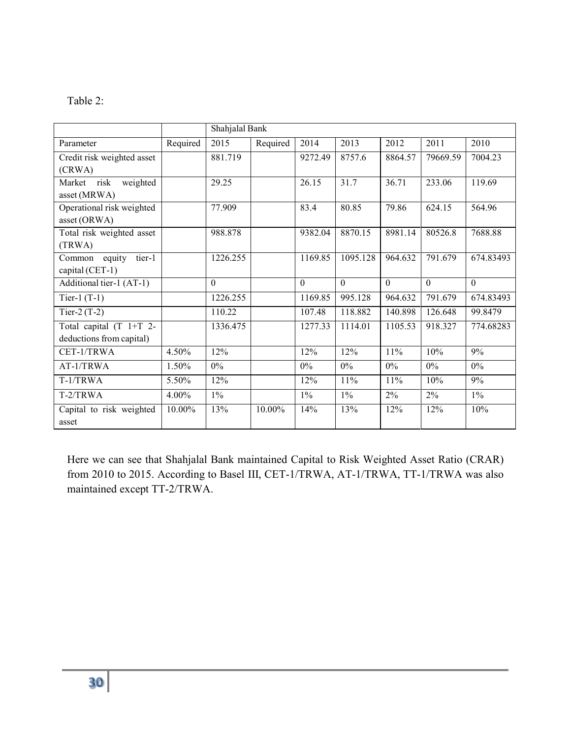Table 2:

| | | Shahjalal Bank | | | | | | |
|---|---|---|---|---|---|---|---|---|
| Parameter | Required | 2015 | Required | 2014 | 2013 | 2012 | 2011 | 2010 |
| Credit risk weighted asset (CRWA) | | 881.719 | | 9272.49 | 8757.6 | 8864.57 | 79669.59 | 7004.23 |
| Market risk weighted asset (MRWA) | | 29.25 | | 26.15 | 31.7 | 36.71 | 233.06 | 119.69 |
| Operational risk weighted asset (ORWA) | | 77.909 | | 83.4 | 80.85 | 79.86 | 624.15 | 564.96 |
| Total risk weighted asset (TRWA) | | 988.878 | | 9382.04 | 8870.15 | 8981.14 | 80526.8 | 7688.88 |
| Common equity tier-1 capital (CET-1) | | 1226.255 | | 1169.85 | 1095.128 | 964.632 | 791.679 | 674.83493 |
| Additional tier-1 (AT-1) | | 0 | | 0 | 0 | 0 | 0 | 0 |
| Tier-1 (T-1) | | 1226.255 | | 1169.85 | 995.128 | 964.632 | 791.679 | 674.83493 |
| Tier-2 (T-2) | | 110.22 | | 107.48 | 118.882 | 140.898 | 126.648 | 99.8479 |
| Total capital (T 1+T 2-deductions from capital) | | 1336.475 | | 1277.33 | 1114.01 | 1105.53 | 918.327 | 774.68283 |
| CET-1/TRWA | 4.50% | 12% | | 12% | 12% | 11% | 10% | 9% |
| AT-1/TRWA | 1.50% | 0% | | 0% | 0% | 0% | 0% | 0% |
| T-1/TRWA | 5.50% | 12% | | 12% | 11% | 11% | 10% | 9% |
| T-2/TRWA | 4.00% | 1% | | 1% | 1% | 2% | 2% | 1% |
| Capital to risk weighted asset | 10.00% | 13% | 10.00% | 14% | 13% | 12% | 12% | 10% |

Here we can see that Shahjalal Bank maintained Capital to Risk Weighted Asset Ratio (CRAR) from 2010 to 2015. According to Basel III, CET-1/TRWA, AT-1/TRWA, TT-1/TRWA was also maintained except TT-2/TRWA.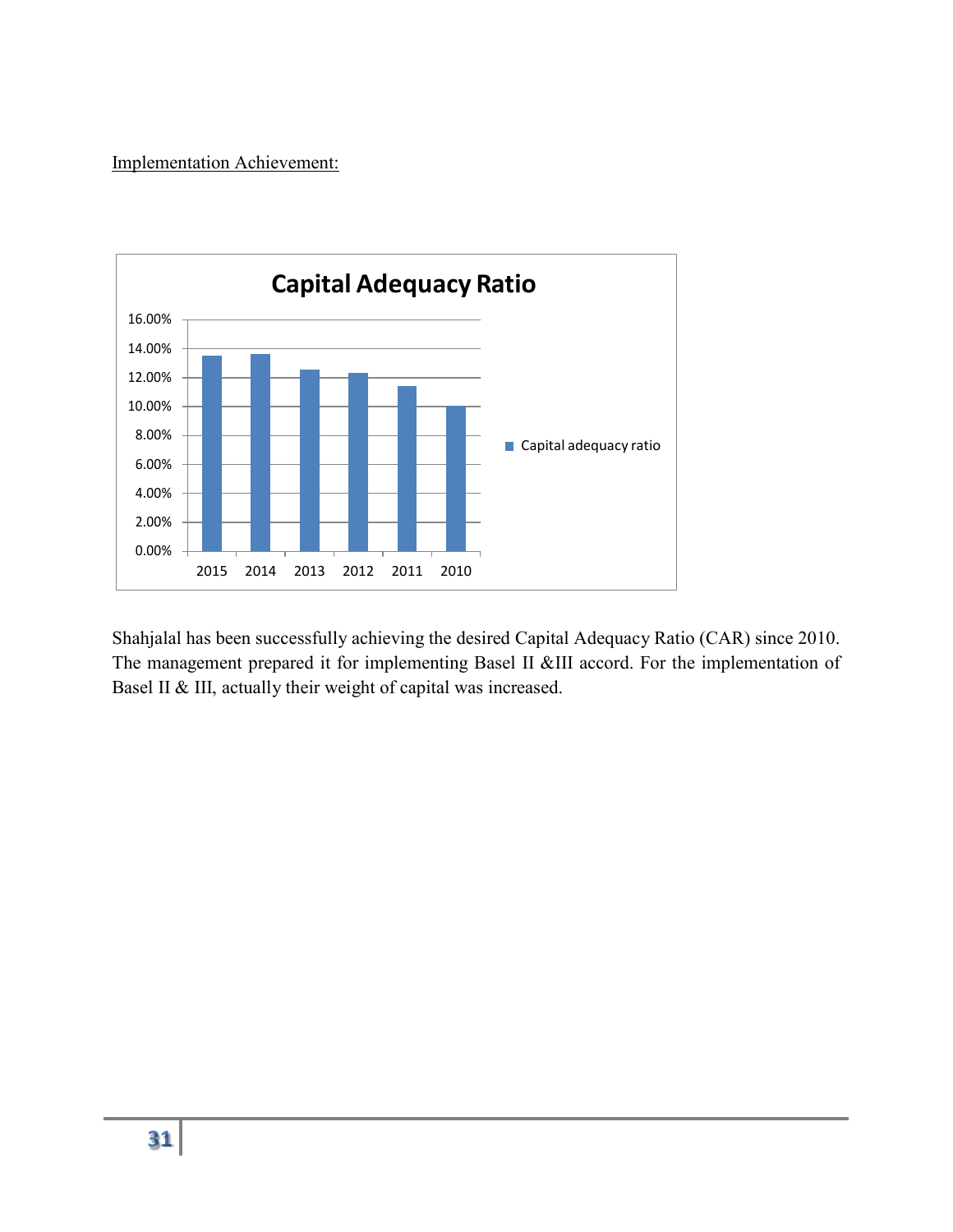Implementation Achievement:

Shahjalal has been successfully achieving the desired Capital Adequacy Ratio (CAR) since 2010. The management prepared it for implementing Basel II &III accord. For the implementation of Basel II & III, actually their weight of capital was increased.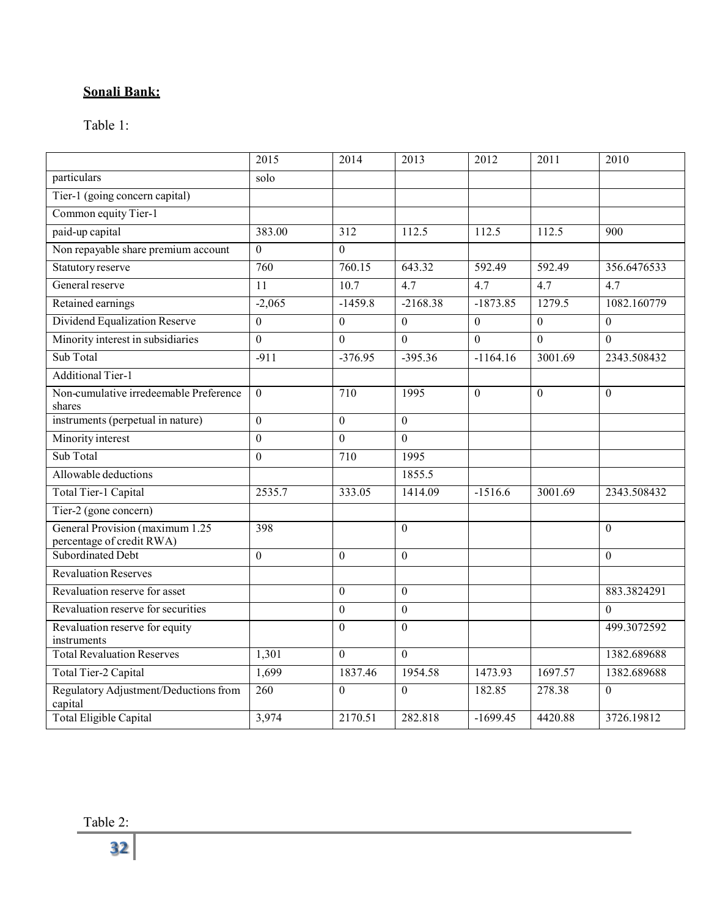**Sonali Bank:**

Table 1:

| | 2015 | 2014 | 2013 | 2012 | 2011 | 2010 |
|---|---|---|---|---|---|---|
| particulars | solo | | | | | |
| Tier-1 (going concern capital) | | | | | | |
| Common equity Tier-1 | | | | | | |
| paid-up capital | 383.00 | 312 | 112.5 | 112.5 | 112.5 | 900 |
| Non repayable share premium account | 0 | 0 | | | | |
| Statutory reserve | 760 | 760.15 | 643.32 | 592.49 | 592.49 | 356.6476533 |
| General reserve | 11 | 10.7 | 4.7 | 4.7 | 4.7 | 4.7 |
| Retained earnings | -2,065 | -1459.8 | -2168.38 | -1873.85 | 1279.5 | 1082.160779 |
| Dividend Equalization Reserve | 0 | 0 | 0 | 0 | 0 | 0 |
| Minority interest in subsidiaries | 0 | 0 | 0 | 0 | 0 | 0 |
| Sub Total | -911 | -376.95 | -395.36 | -1164.16 | 3001.69 | 2343.508432 |
| Additional Tier-1 | | | | | | |
| Non-cumulative irredeemable Preference shares | 0 | 710 | 1995 | 0 | 0 | 0 |
| instruments (perpetual in nature) | 0 | 0 | 0 | | | |
| Minority interest | 0 | 0 | 0 | | | |
| Sub Total | 0 | 710 | 1995 | | | |
| Allowable deductions | | | 1855.5 | | | |
| Total Tier-1 Capital | 2535.7 | 333.05 | 1414.09 | -1516.6 | 3001.69 | 2343.508432 |
| Tier-2 (gone concern) | | | | | | |
| General Provision (maximum 1.25 percentage of credit RWA) | 398 | | 0 | | | 0 |
| Subordinated Debt | 0 | 0 | 0 | | | 0 |
| Revaluation Reserves | | | | | | |
| Revaluation reserve for asset | | 0 | 0 | | | 883.3824291 |
| Revaluation reserve for securities | | 0 | 0 | | | 0 |
| Revaluation reserve for equity instruments | | 0 | 0 | | | 499.3072592 |
| Total Revaluation Reserves | 1,301 | 0 | 0 | | | 1382.689688 |
| Total Tier-2 Capital | 1,699 | 1837.46 | 1954.58 | 1473.93 | 1697.57 | 1382.689688 |
| Regulatory Adjustment/Deductions from capital | 260 | 0 | 0 | 182.85 | 278.38 | 0 |
| Total Eligible Capital | 3,974 | 2170.51 | 282.818 | -1699.45 | 4420.88 | 3726.19812 |

Table 2: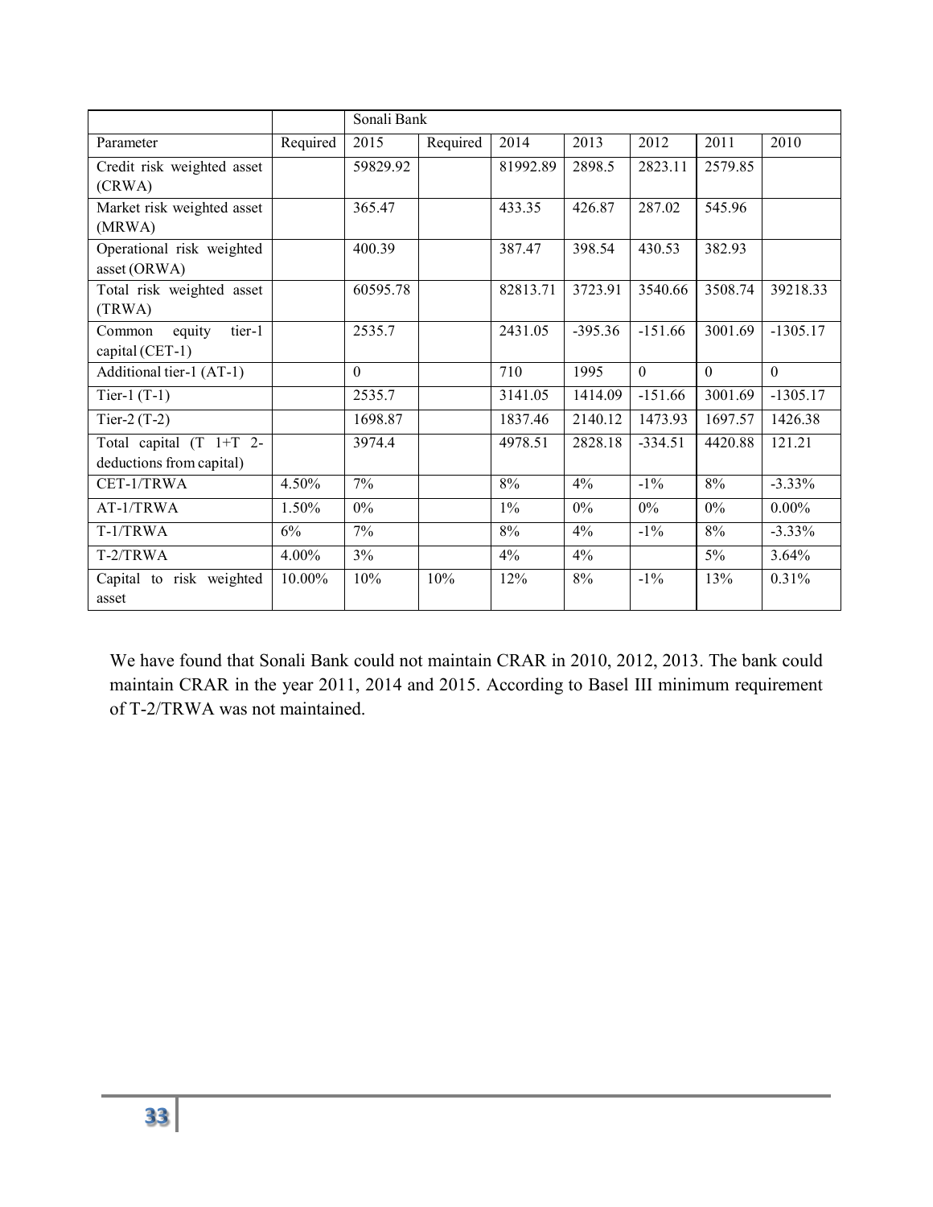| | | Sonali Bank | | | | | | |
|---|---|---|---|---|---|---|---|---|
| Parameter | Required | 2015 | Required | 2014 | 2013 | 2012 | 2011 | 2010 |
| Credit risk weighted asset (CRWA) | | 59829.92 | | 81992.89 | 2898.5 | 2823.11 | 2579.85 | |
| Market risk weighted asset (MRWA) | | 365.47 | | 433.35 | 426.87 | 287.02 | 545.96 | |
| Operational risk weighted asset (ORWA) | | 400.39 | | 387.47 | 398.54 | 430.53 | 382.93 | |
| Total risk weighted asset (TRWA) | | 60595.78 | | 82813.71 | 3723.91 | 3540.66 | 3508.74 | 39218.33 |
| Common equity tier-1 capital (CET-1) | | 2535.7 | | 2431.05 | -395.36 | -151.66 | 3001.69 | -1305.17 |
| Additional tier-1 (AT-1) | | 0 | | 710 | 1995 | 0 | 0 | 0 |
| Tier-1 (T-1) | | 2535.7 | | 3141.05 | 1414.09 | -151.66 | 3001.69 | -1305.17 |
| Tier-2 (T-2) | | 1698.87 | | 1837.46 | 2140.12 | 1473.93 | 1697.57 | 1426.38 |
| Total capital (T 1+T 2-deductions from capital) | | 3974.4 | | 4978.51 | 2828.18 | -334.51 | 4420.88 | 121.21 |
| CET-1/TRWA | 4.50% | 7% | | 8% | 4% | -1% | 8% | -3.33% |
| AT-1/TRWA | 1.50% | 0% | | 1% | 0% | 0% | 0% | 0.00% |
| T-1/TRWA | 6% | 7% | | 8% | 4% | -1% | 8% | -3.33% |
| T-2/TRWA | 4.00% | 3% | | 4% | 4% | | 5% | 3.64% |
| Capital to risk weighted asset | 10.00% | 10% | 10% | 12% | 8% | -1% | 13% | 0.31% |

We have found that Sonali Bank could not maintain CRAR in 2010, 2012, 2013. The bank could maintain CRAR in the year 2011, 2014 and 2015. According to Basel III minimum requirement of T-2/TRWA was not maintained.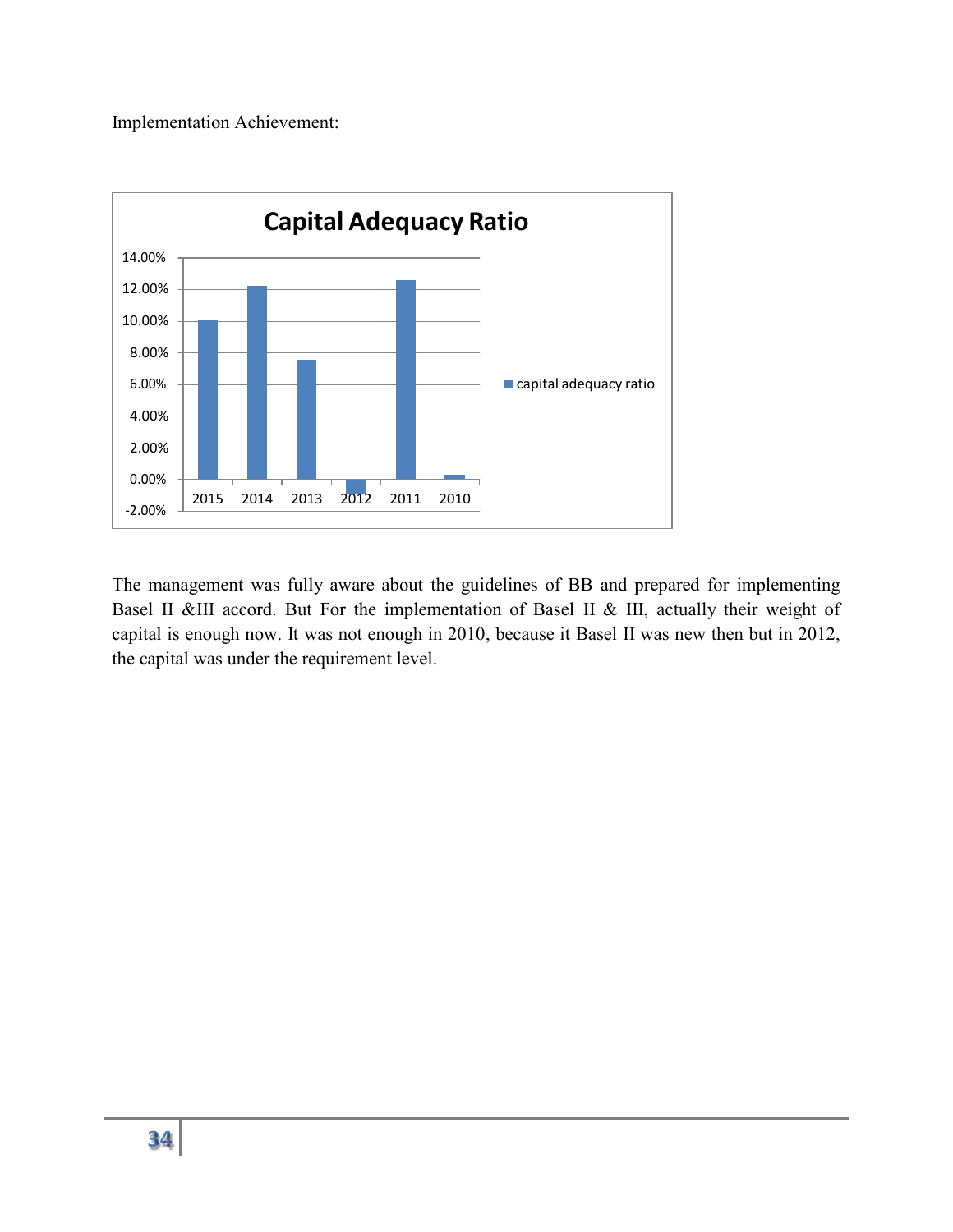Implementation Achievement:

The management was fully aware about the guidelines of BB and prepared for implementing Basel II &III accord. But For the implementation of Basel II & III, actually their weight of capital is enough now. It was not enough in 2010, because it Basel II was new then but in 2012, the capital was under the requirement level.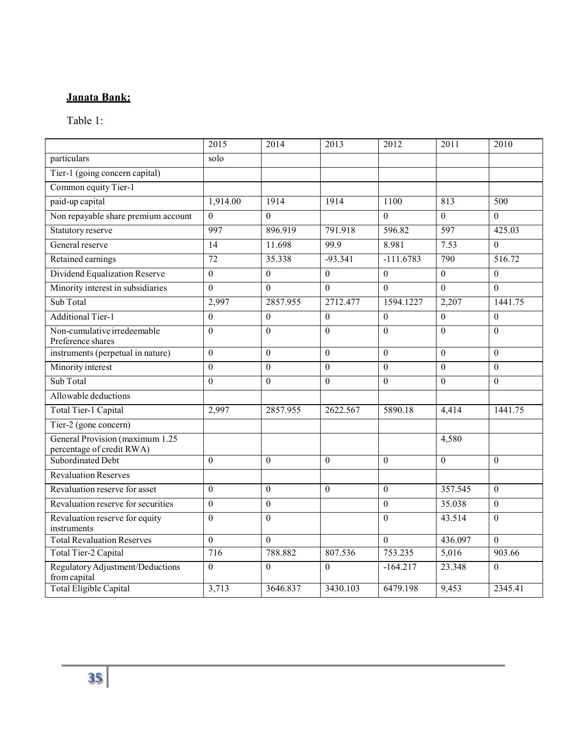**Janata Bank:**

Table 1:

| | 2015 | 2014 | 2013 | 2012 | 2011 | 2010 |
|---|---|---|---|---|---|---|
| particulars | solo | | | | | |
| Tier-1 (going concern capital) | | | | | | |
| Common equity Tier-1 | | | | | | |
| paid-up capital | 1,914.00 | 1914 | 1914 | 1100 | 813 | 500 |
| Non repayable share premium account | 0 | 0 | | 0 | 0 | 0 |
| Statutory reserve | 997 | 896.919 | 791.918 | 596.82 | 597 | 425.03 |
| General reserve | 14 | 11.698 | 99.9 | 8.981 | 7.53 | 0 |
| Retained earnings | 72 | 35.338 | -93.341 | -111.6783 | 790 | 516.72 |
| Dividend Equalization Reserve | 0 | 0 | 0 | 0 | 0 | 0 |
| Minority interest in subsidiaries | 0 | 0 | 0 | 0 | 0 | 0 |
| Sub Total | 2,997 | 2857.955 | 2712.477 | 1594.1227 | 2,207 | 1441.75 |
| Additional Tier-1 | 0 | 0 | 0 | 0 | 0 | 0 |
| Non-cumulative irredeemable Preference shares | 0 | 0 | 0 | 0 | 0 | 0 |
| instruments (perpetual in nature) | 0 | 0 | 0 | 0 | 0 | 0 |
| Minority interest | 0 | 0 | 0 | 0 | 0 | 0 |
| Sub Total | 0 | 0 | 0 | 0 | 0 | 0 |
| Allowable deductions | | | | | | |
| Total Tier-1 Capital | 2,997 | 2857.955 | 2622.567 | 5890.18 | 4,414 | 1441.75 |
| Tier-2 (gone concern) | | | | | | |
| General Provision (maximum 1.25 percentage of credit RWA) | | | | | 4,580 | |
| Subordinated Debt | 0 | 0 | 0 | 0 | 0 | 0 |
| Revaluation Reserves | | | | | | |
| Revaluation reserve for asset | 0 | 0 | 0 | 0 | 357.545 | 0 |
| Revaluation reserve for securities | 0 | 0 | | 0 | 35.038 | 0 |
| Revaluation reserve for equity instruments | 0 | 0 | | 0 | 43.514 | 0 |
| Total Revaluation Reserves | 0 | 0 | | 0 | 436.097 | 0 |
| Total Tier-2 Capital | 716 | 788.882 | 807.536 | 753.235 | 5,016 | 903.66 |
| Regulatory Adjustment/Deductions from capital | 0 | 0 | 0 | -164.217 | 23.348 | 0 |
| Total Eligible Capital | 3,713 | 3646.837 | 3430.103 | 6479.198 | 9,453 | 2345.41 |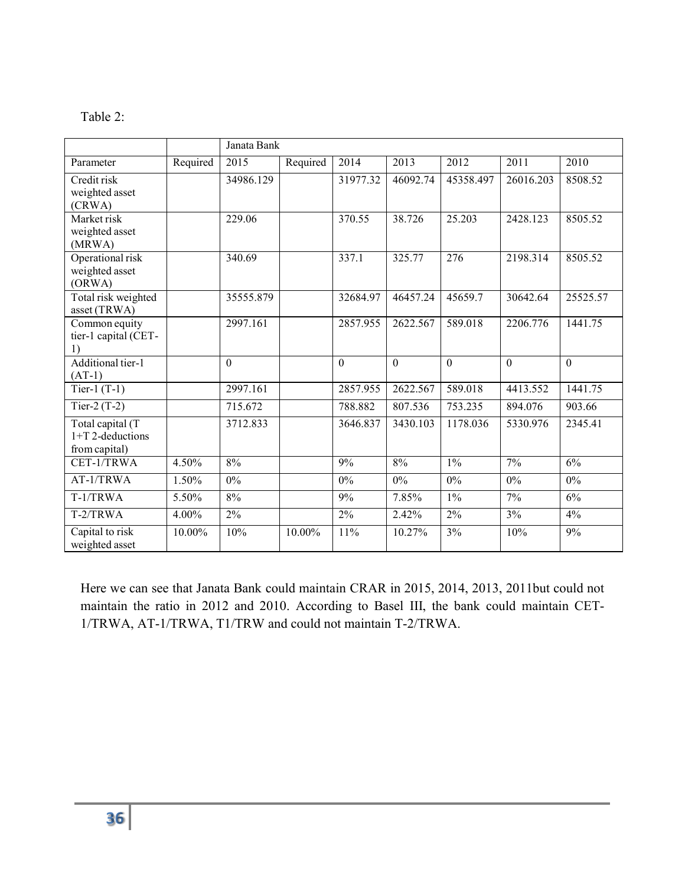Table 2:

| | | Janata Bank | | | | | | |
|---|---|---|---|---|---|---|---|---|
| Parameter | Required | 2015 | Required | 2014 | 2013 | 2012 | 2011 | 2010 |
| Credit risk weighted asset (CRWA) | | 34986.129 | | 31977.32 | 46092.74 | 45358.497 | 26016.203 | 8508.52 |
| Market risk weighted asset (MRWA) | | 229.06 | | 370.55 | 38.726 | 25.203 | 2428.123 | 8505.52 |
| Operational risk weighted asset (ORWA) | | 340.69 | | 337.1 | 325.77 | 276 | 2198.314 | 8505.52 |
| Total risk weighted asset (TRWA) | | 35555.879 | | 32684.97 | 46457.24 | 45659.7 | 30642.64 | 25525.57 |
| Common equity tier-1 capital (CET-1) | | 2997.161 | | 2857.955 | 2622.567 | 589.018 | 2206.776 | 1441.75 |
| Additional tier-1 (AT-1) | | 0 | | 0 | 0 | 0 | 0 | 0 |
| Tier-1 (T-1) | | 2997.161 | | 2857.955 | 2622.567 | 589.018 | 4413.552 | 1441.75 |
| Tier-2 (T-2) | | 715.672 | | 788.882 | 807.536 | 753.235 | 894.076 | 903.66 |
| Total capital (T 1+T 2-deductions from capital) | | 3712.833 | | 3646.837 | 3430.103 | 1178.036 | 5330.976 | 2345.41 |
| CET-1/TRWA | 4.50% | 8% | | 9% | 8% | 1% | 7% | 6% |
| AT-1/TRWA | 1.50% | 0% | | 0% | 0% | 0% | 0% | 0% |
| T-1/TRWA | 5.50% | 8% | | 9% | 7.85% | 1% | 7% | 6% |
| T-2/TRWA | 4.00% | 2% | | 2% | 2.42% | 2% | 3% | 4% |
| Capital to risk weighted asset | 10.00% | 10% | 10.00% | 11% | 10.27% | 3% | 10% | 9% |

Here we can see that Janata Bank could maintain CRAR in 2015, 2014, 2013, 2011but could not maintain the ratio in 2012 and 2010. According to Basel III, the bank could maintain CET-1/TRWA, AT-1/TRWA, T1/TRW and could not maintain T-2/TRWA.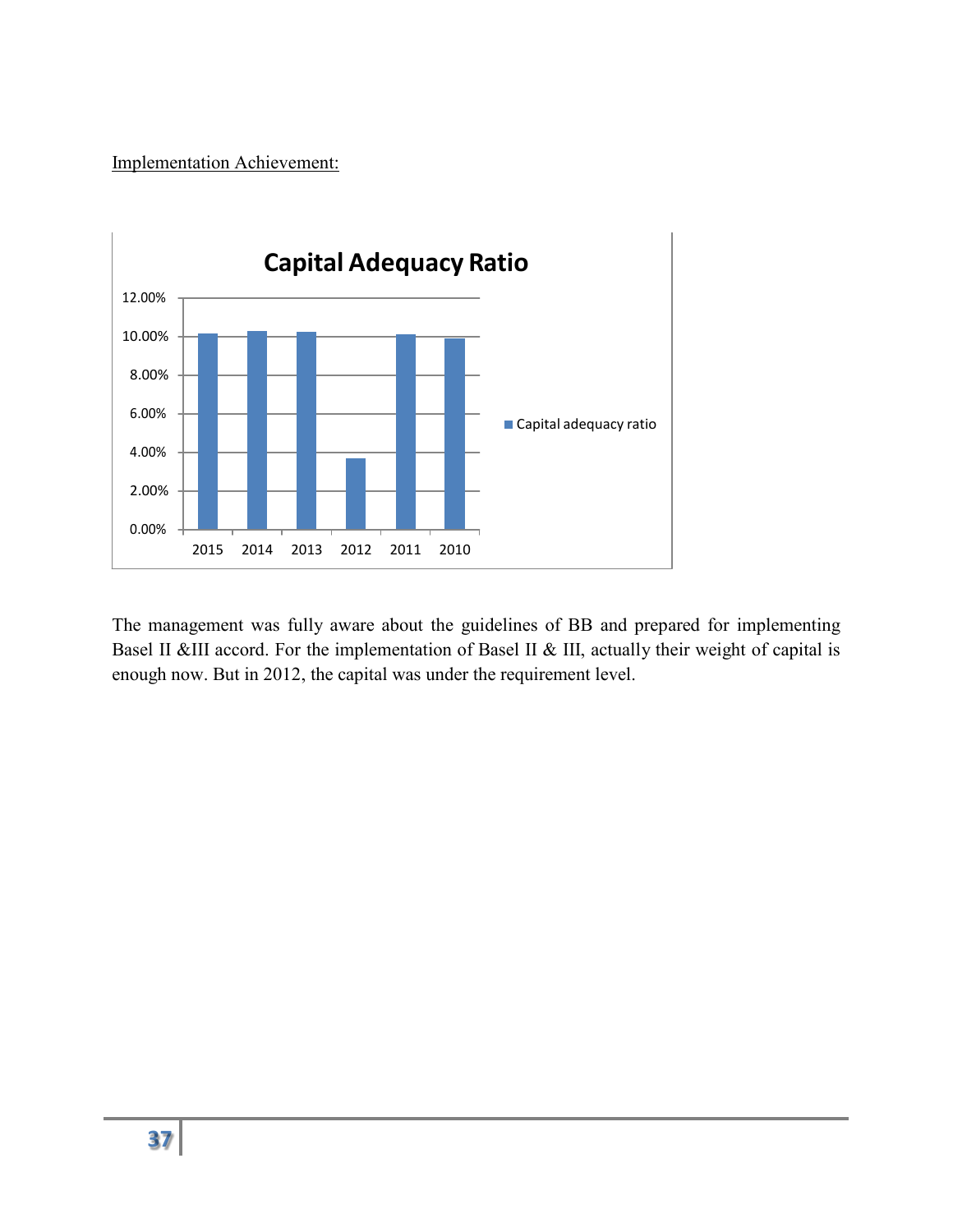Implementation Achievement:

The management was fully aware about the guidelines of BB and prepared for implementing Basel II &III accord. For the implementation of Basel II & III, actually their weight of capital is enough now. But in 2012, the capital was under the requirement level.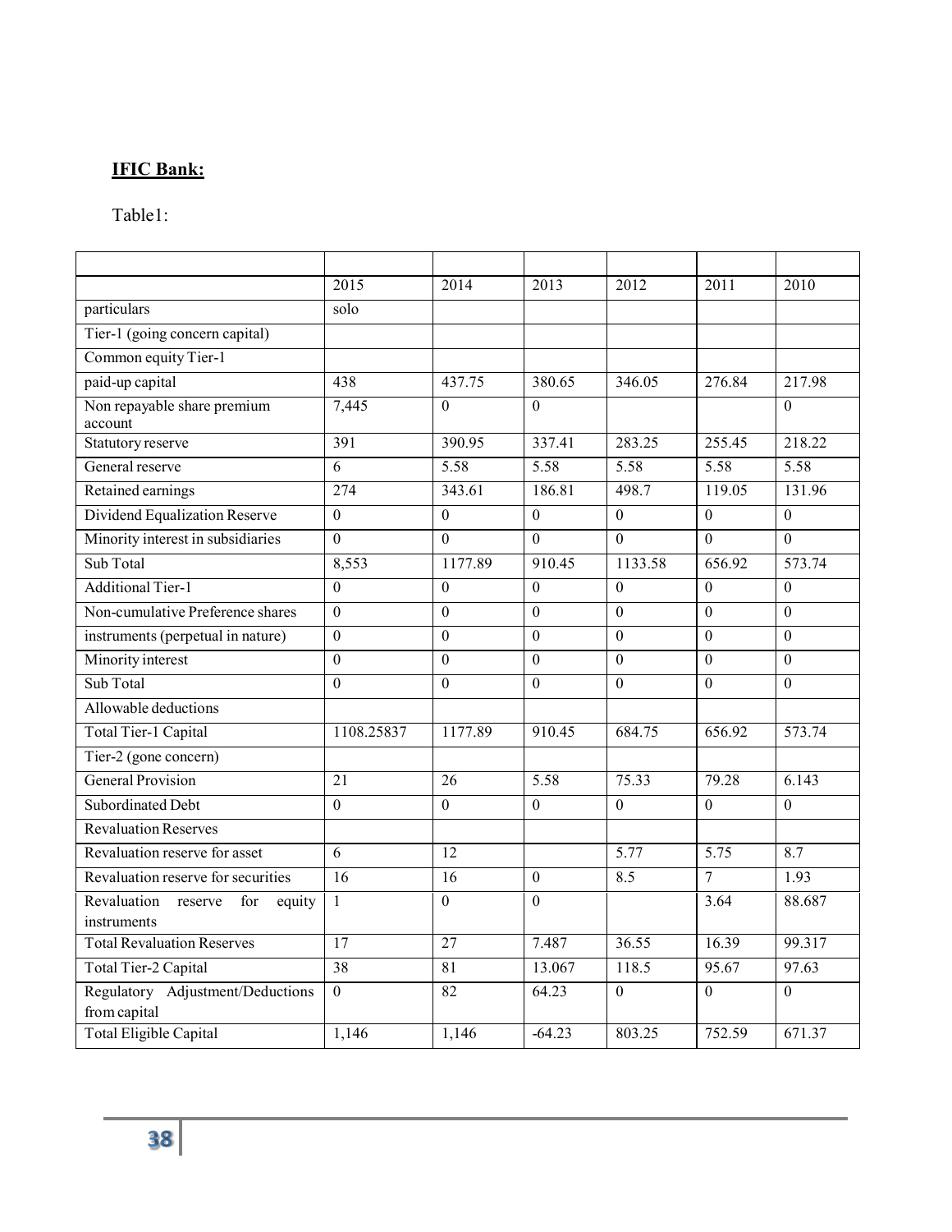**IFIC Bank:**

Table1:

| | | | | | | |
|---|---|---|---|---|---|---|
| | 2015 | 2014 | 2013 | 2012 | 2011 | 2010 |
| particulars | solo | | | | | |
| Tier-1 (going concern capital) | | | | | | |
| Common equity Tier-1 | | | | | | |
| paid-up capital | 438 | 437.75 | 380.65 | 346.05 | 276.84 | 217.98 |
| Non repayable share premium account | 7,445 | 0 | 0 | | | 0 |
| Statutory reserve | 391 | 390.95 | 337.41 | 283.25 | 255.45 | 218.22 |
| General reserve | 6 | 5.58 | 5.58 | 5.58 | 5.58 | 5.58 |
| Retained earnings | 274 | 343.61 | 186.81 | 498.7 | 119.05 | 131.96 |
| Dividend Equalization Reserve | 0 | 0 | 0 | 0 | 0 | 0 |
| Minority interest in subsidiaries | 0 | 0 | 0 | 0 | 0 | 0 |
| Sub Total | 8,553 | 1177.89 | 910.45 | 1133.58 | 656.92 | 573.74 |
| Additional Tier-1 | 0 | 0 | 0 | 0 | 0 | 0 |
| Non-cumulative Preference shares | 0 | 0 | 0 | 0 | 0 | 0 |
| instruments (perpetual in nature) | 0 | 0 | 0 | 0 | 0 | 0 |
| Minority interest | 0 | 0 | 0 | 0 | 0 | 0 |
| Sub Total | 0 | 0 | 0 | 0 | 0 | 0 |
| Allowable deductions | | | | | | |
| Total Tier-1 Capital | 1108.25837 | 1177.89 | 910.45 | 684.75 | 656.92 | 573.74 |
| Tier-2 (gone concern) | | | | | | |
| General Provision | 21 | 26 | 5.58 | 75.33 | 79.28 | 6.143 |
| Subordinated Debt | 0 | 0 | 0 | 0 | 0 | 0 |
| Revaluation Reserves | | | | | | |
| Revaluation reserve for asset | 6 | 12 | | 5.77 | 5.75 | 8.7 |
| Revaluation reserve for securities | 16 | 16 | 0 | 8.5 | 7 | 1.93 |
| Revaluation reserve for equity instruments | 1 | 0 | 0 | | 3.64 | 88.687 |
| Total Revaluation Reserves | 17 | 27 | 7.487 | 36.55 | 16.39 | 99.317 |
| Total Tier-2 Capital | 38 | 81 | 13.067 | 118.5 | 95.67 | 97.63 |
| Regulatory Adjustment/Deductions from capital | 0 | 82 | 64.23 | 0 | 0 | 0 |
| Total Eligible Capital | 1,146 | 1,146 | -64.23 | 803.25 | 752.59 | 671.37 |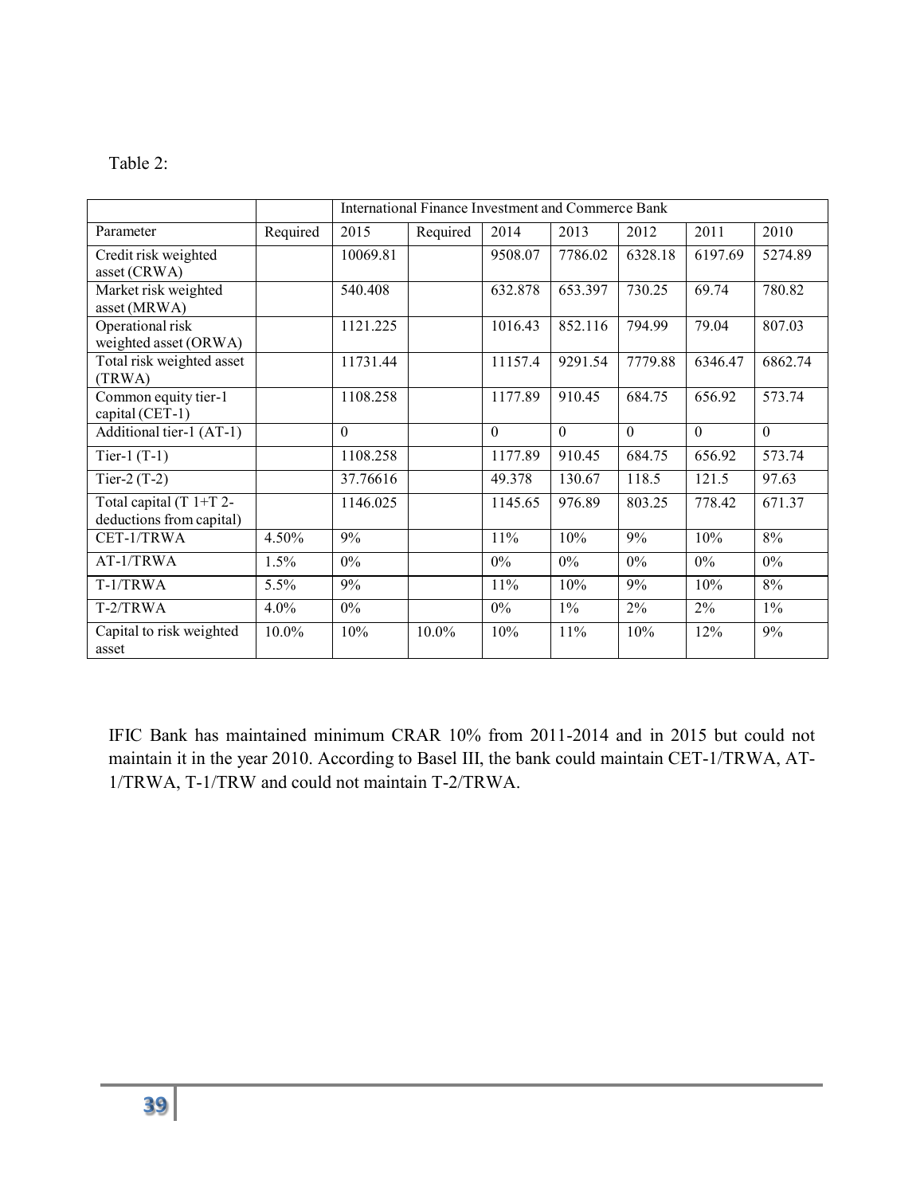Table 2:

| | | International Finance Investment and Commerce Bank | | | | | | |
|---|---|---|---|---|---|---|---|---|
| Parameter | Required | 2015 | Required | 2014 | 2013 | 2012 | 2011 | 2010 |
| Credit risk weighted asset (CRWA) | | 10069.81 | | 9508.07 | 7786.02 | 6328.18 | 6197.69 | 5274.89 |
| Market risk weighted asset (MRWA) | | 540.408 | | 632.878 | 653.397 | 730.25 | 69.74 | 780.82 |
| Operational risk weighted asset (ORWA) | | 1121.225 | | 1016.43 | 852.116 | 794.99 | 79.04 | 807.03 |
| Total risk weighted asset (TRWA) | | 11731.44 | | 11157.4 | 9291.54 | 7779.88 | 6346.47 | 6862.74 |
| Common equity tier-1 capital (CET-1) | | 1108.258 | | 1177.89 | 910.45 | 684.75 | 656.92 | 573.74 |
| Additional tier-1 (AT-1) | | 0 | | 0 | 0 | 0 | 0 | 0 |
| Tier-1 (T-1) | | 1108.258 | | 1177.89 | 910.45 | 684.75 | 656.92 | 573.74 |
| Tier-2 (T-2) | | 37.76616 | | 49.378 | 130.67 | 118.5 | 121.5 | 97.63 |
| Total capital (T 1+T 2-deductions from capital) | | 1146.025 | | 1145.65 | 976.89 | 803.25 | 778.42 | 671.37 |
| CET-1/TRWA | 4.50% | 9% | | 11% | 10% | 9% | 10% | 8% |
| AT-1/TRWA | 1.5% | 0% | | 0% | 0% | 0% | 0% | 0% |
| T-1/TRWA | 5.5% | 9% | | 11% | 10% | 9% | 10% | 8% |
| T-2/TRWA | 4.0% | 0% | | 0% | 1% | 2% | 2% | 1% |
| Capital to risk weighted asset | 10.0% | 10% | 10.0% | 10% | 11% | 10% | 12% | 9% |

IFIC Bank has maintained minimum CRAR 10% from 2011-2014 and in 2015 but could not maintain it in the year 2010. According to Basel III, the bank could maintain CET-1/TRWA, AT-1/TRWA, T-1/TRW and could not maintain T-2/TRWA.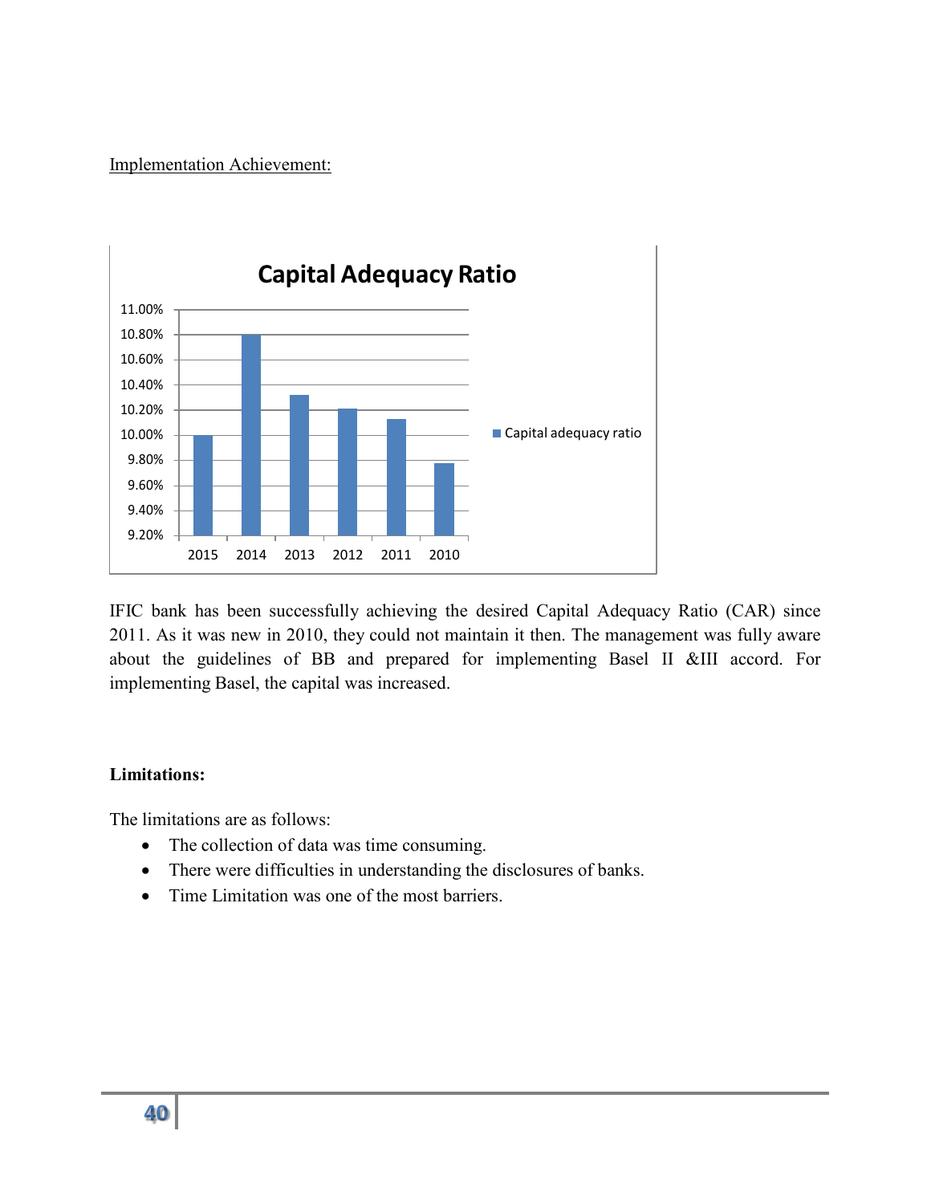Implementation Achievement:

**Capital Adequacy Ratio**

IFIC bank has been successfully achieving the desired Capital Adequacy Ratio (CAR) since 2011. As it was new in 2010, they could not maintain it then. The management was fully aware about the guidelines of BB and prepared for implementing Basel II &III accord. For implementing Basel, the capital was increased.

**Limitations:**

The limitations are as follows:

- The collection of data was time consuming.
- There were difficulties in understanding the disclosures of banks.
- Time Limitation was one of the most barriers.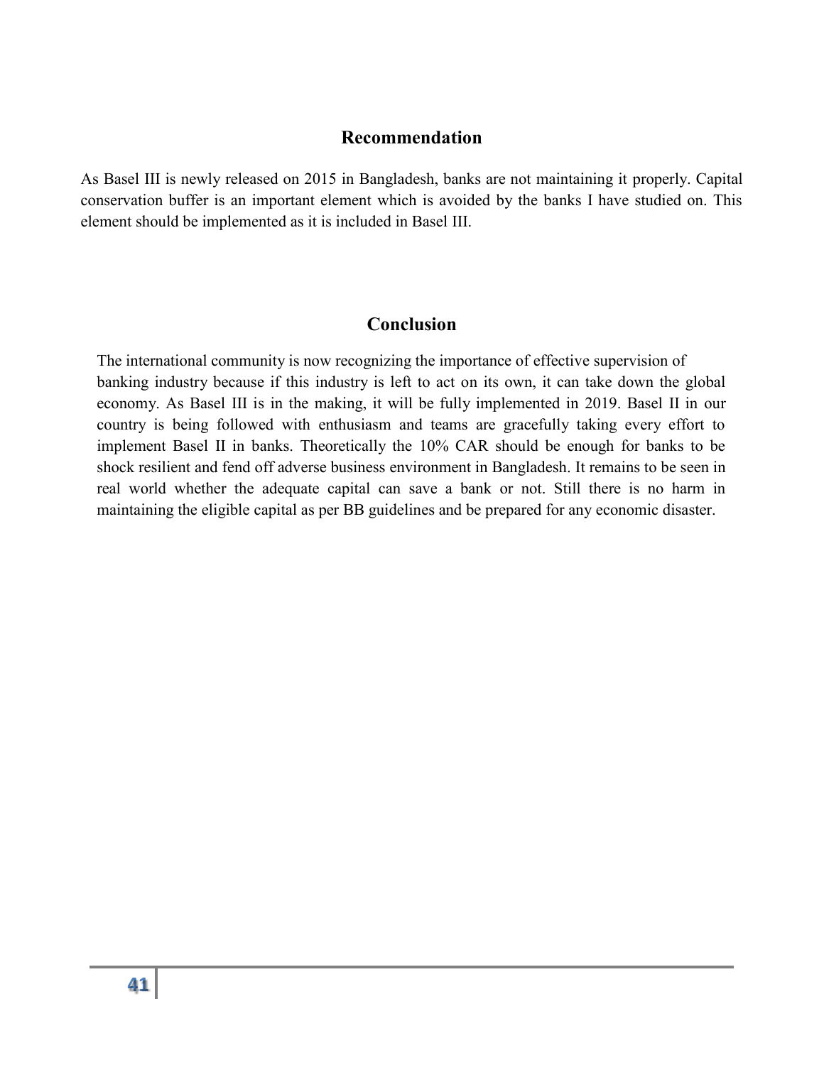## Recommendation

As Basel III is newly released on 2015 in Bangladesh, banks are not maintaining it properly. Capital conservation buffer is an important element which is avoided by the banks I have studied on. This element should be implemented as it is included in Basel III.

## Conclusion

The international community is now recognizing the importance of effective supervision of banking industry because if this industry is left to act on its own, it can take down the global economy. As Basel III is in the making, it will be fully implemented in 2019. Basel II in our country is being followed with enthusiasm and teams are gracefully taking every effort to implement Basel II in banks. Theoretically the 10% CAR should be enough for banks to be shock resilient and fend off adverse business environment in Bangladesh. It remains to be seen in real world whether the adequate capital can save a bank or not. Still there is no harm in maintaining the eligible capital as per BB guidelines and be prepared for any economic disaster.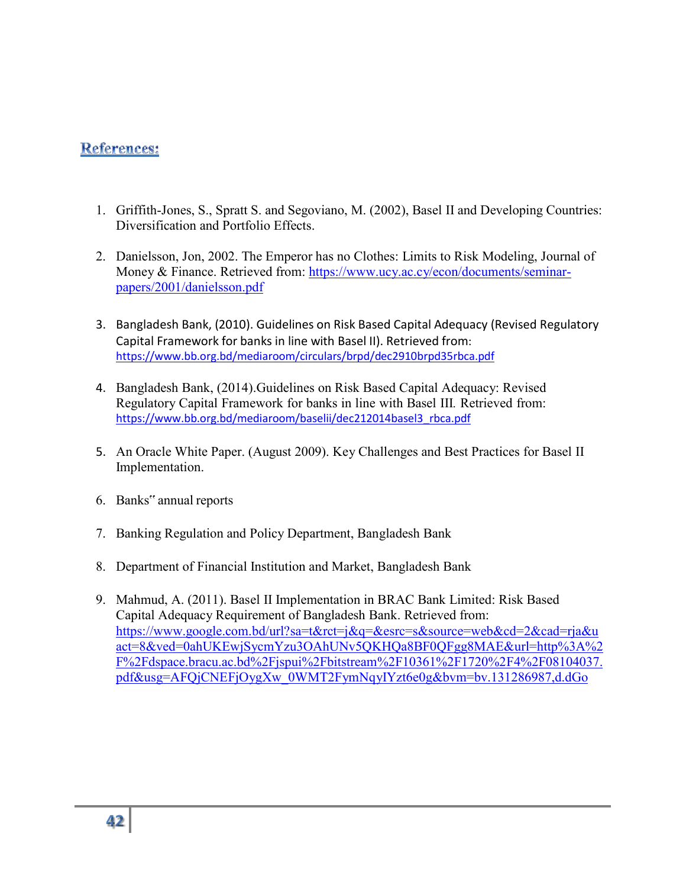## References:

1. Griffith-Jones, S., Spratt S. and Segoviano, M. (2002), Basel II and Developing Countries: Diversification and Portfolio Effects.

2. Danielsson, Jon, 2002. The Emperor has no Clothes: Limits to Risk Modeling, Journal of Money & Finance. Retrieved from: https://www.ucy.ac.cy/econ/documents/seminar-papers/2001/danielsson.pdf

3. Bangladesh Bank, (2010). Guidelines on Risk Based Capital Adequacy (Revised Regulatory Capital Framework for banks in line with Basel II). Retrieved from: https://www.bb.org.bd/mediaroom/circulars/brpd/dec2910brpd35rbca.pdf

4. Bangladesh Bank, (2014).Guidelines on Risk Based Capital Adequacy: Revised Regulatory Capital Framework for banks in line with Basel III. Retrieved from: https://www.bb.org.bd/mediaroom/baselii/dec212014basel3_rbca.pdf

5. An Oracle White Paper. (August 2009). Key Challenges and Best Practices for Basel II Implementation.

6. Banks" annual reports

7. Banking Regulation and Policy Department, Bangladesh Bank

8. Department of Financial Institution and Market, Bangladesh Bank

9. Mahmud, A. (2011). Basel II Implementation in BRAC Bank Limited: Risk Based Capital Adequacy Requirement of Bangladesh Bank. Retrieved from: https://www.google.com.bd/url?sa=t&rct=j&q=&esrc=s&source=web&cd=2&cad=rja&uact=8&ved=0ahUKEwjSycmYzu3OAhUNv5QKHQa8BF0QFgg8MAE&url=http%3A%2F%2Fdspace.bracu.ac.bd%2Fjspui%2Fbitstream%2F10361%2F1720%2F4%2F08104037.pdf&usg=AFQjCNEFjOygXw_0WMT2FymNqyIYzt6e0g&bvm=bv.131286987,d.dGo